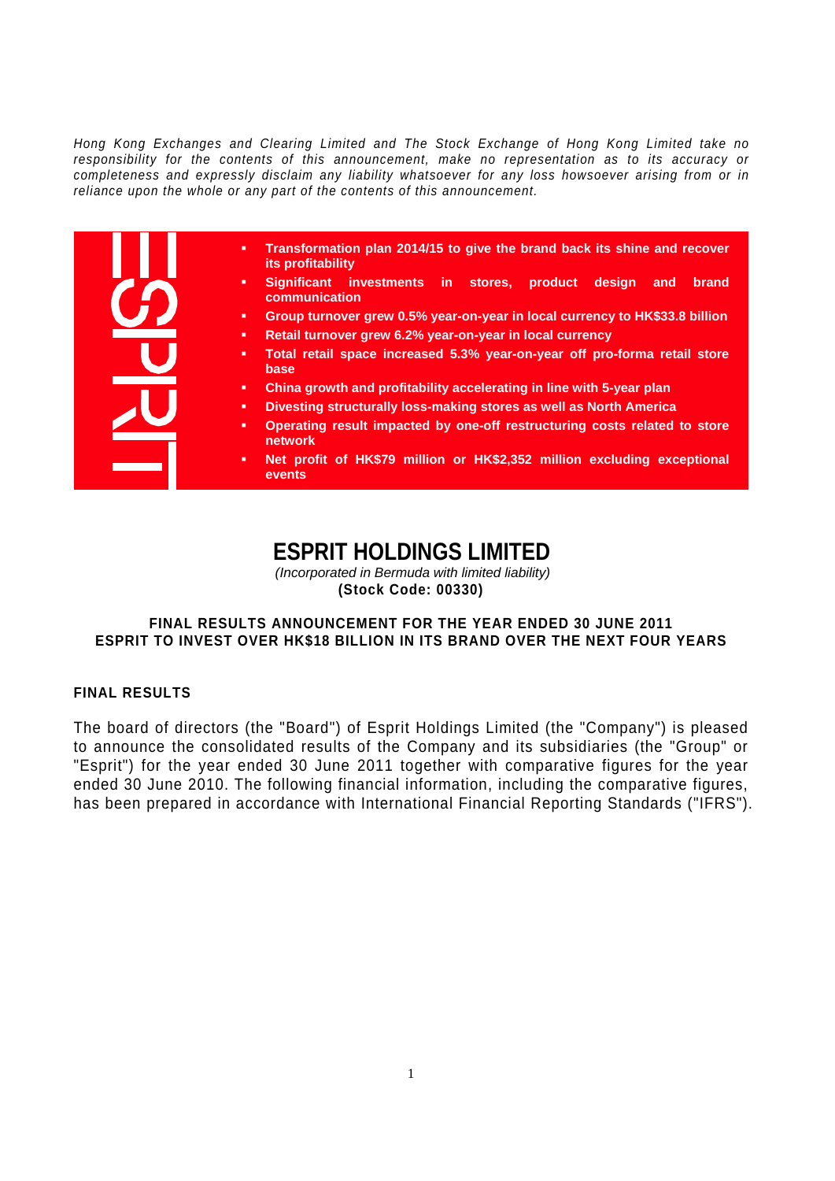*Hong Kong Exchanges and Clearing Limited and The Stock Exchange of Hong Kong Limited take no responsibility for the contents of this announcement, make no representation as to its accuracy or completeness and expressly disclaim any liability whatsoever for any loss howsoever arising from or in reliance upon the whole or any part of the contents of this announcement.*

- **Transformation plan 2014/15 to give the brand back its shine and recover its profitability**
- **Significant investments in stores, product design and brand communication**
- **Group turnover grew 0.5% year-on-year in local currency to HK$33.8 billion**
- **Retail turnover grew 6.2% year-on-year in local currency**
- **Total retail space increased 5.3% year-on-year off pro-forma retail store base**
- **China growth and profitability accelerating in line with 5-year plan**
- **Divesting structurally loss-making stores as well as North America**
- **Operating result impacted by one-off restructuring costs related to store network**
- **Net profit of HK$79 million or HK$2,352 million excluding exceptional events**

# ESPRIT HOLDINGS LIMITED

*(Incorporated in Bermuda with limited liability)*

**(Stock Code: 00330)**

## FINAL RESULTS ANNOUNCEMENT FOR THE YEAR ENDED 30 JUNE 2011
## ESPRIT TO INVEST OVER HK$18 BILLION IN ITS BRAND OVER THE NEXT FOUR YEARS

### FINAL RESULTS

The board of directors (the "Board") of Esprit Holdings Limited (the "Company") is pleased to announce the consolidated results of the Company and its subsidiaries (the "Group" or "Esprit") for the year ended 30 June 2011 together with comparative figures for the year ended 30 June 2010. The following financial information, including the comparative figures, has been prepared in accordance with International Financial Reporting Standards ("IFRS").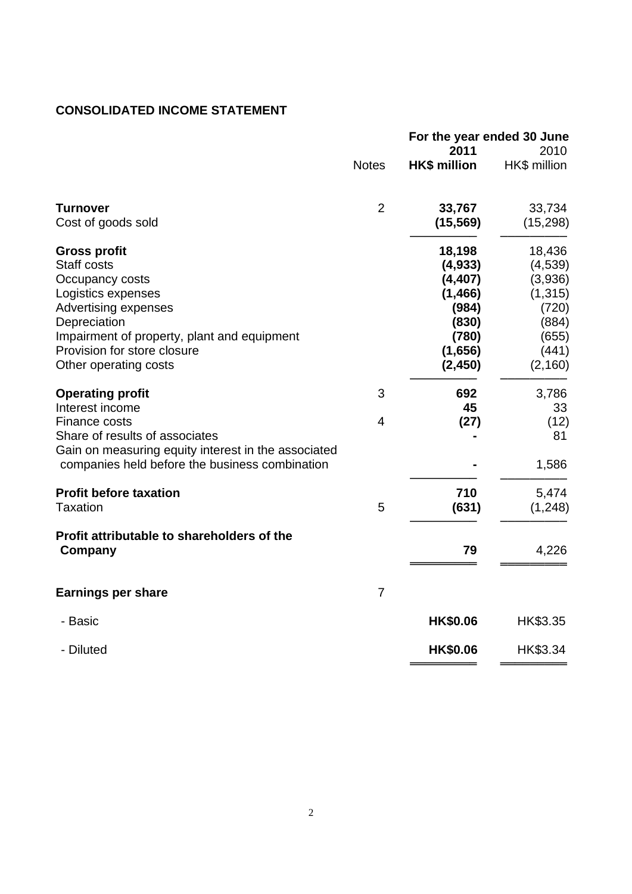## CONSOLIDATED INCOME STATEMENT

| | Notes | For the year ended 30 June 2011 HK$ million | 2010 HK$ million |
|---|---|---|---|
| **Turnover** | 2 | **33,767** | 33,734 |
| Cost of goods sold | | **(15,569)** | (15,298) |
| **Gross profit** | | **18,198** | 18,436 |
| Staff costs | | **(4,933)** | (4,539) |
| Occupancy costs | | **(4,407)** | (3,936) |
| Logistics expenses | | **(1,466)** | (1,315) |
| Advertising expenses | | **(984)** | (720) |
| Depreciation | | **(830)** | (884) |
| Impairment of property, plant and equipment | | **(780)** | (655) |
| Provision for store closure | | **(1,656)** | (441) |
| Other operating costs | | **(2,450)** | (2,160) |
| **Operating profit** | 3 | **692** | 3,786 |
| Interest income | | **45** | 33 |
| Finance costs | 4 | **(27)** | (12) |
| Share of results of associates | | **-** | 81 |
| Gain on measuring equity interest in the associated companies held before the business combination | | **-** | 1,586 |
| **Profit before taxation** | | **710** | 5,474 |
| Taxation | 5 | **(631)** | (1,248) |
| **Profit attributable to shareholders of the Company** | | **79** | 4,226 |
| **Earnings per share** | 7 | | |
| - Basic | | **HK$0.06** | HK$3.35 |
| - Diluted | | **HK$0.06** | HK$3.34 |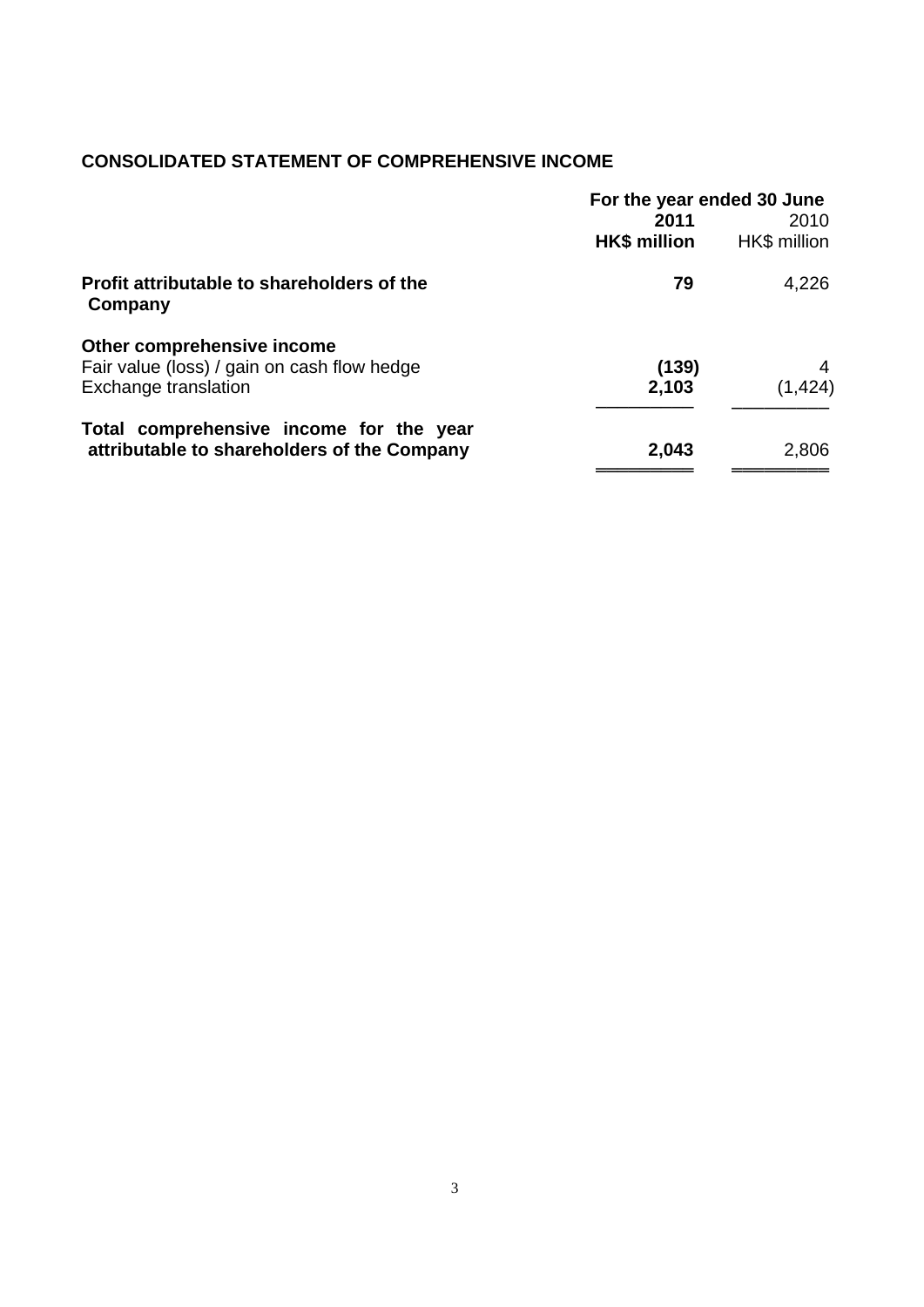## CONSOLIDATED STATEMENT OF COMPREHENSIVE INCOME

| | For the year ended 30 June | |
|---|---|---|
| | **2011** | 2010 |
| | **HK$ million** | HK$ million |
| **Profit attributable to shareholders of the Company** | **79** | 4,226 |
| **Other comprehensive income** | | |
| Fair value (loss) / gain on cash flow hedge | **(139)** | 4 |
| Exchange translation | **2,103** | (1,424) |
| **Total comprehensive income for the year attributable to shareholders of the Company** | **2,043** | 2,806 |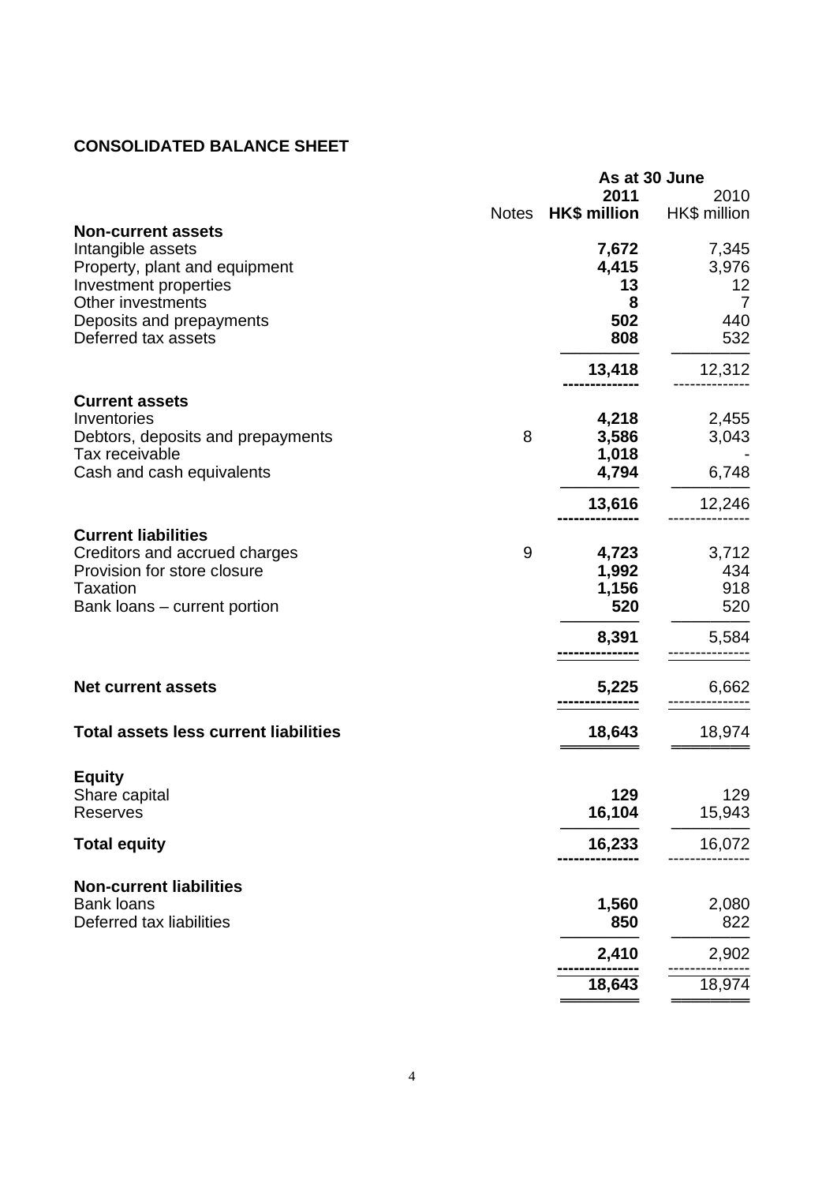## CONSOLIDATED BALANCE SHEET

| | Notes | As at 30 June 2011 HK$ million | 2010 HK$ million |
|---|---|---|---|
| **Non-current assets** | | | |
| Intangible assets | | **7,672** | 7,345 |
| Property, plant and equipment | | **4,415** | 3,976 |
| Investment properties | | **13** | 12 |
| Other investments | | **8** | 7 |
| Deposits and prepayments | | **502** | 440 |
| Deferred tax assets | | **808** | 532 |
| | | **13,418** | 12,312 |
| **Current assets** | | | |
| Inventories | | **4,218** | 2,455 |
| Debtors, deposits and prepayments | 8 | **3,586** | 3,043 |
| Tax receivable | | **1,018** | - |
| Cash and cash equivalents | | **4,794** | 6,748 |
| | | **13,616** | 12,246 |
| **Current liabilities** | | | |
| Creditors and accrued charges | 9 | **4,723** | 3,712 |
| Provision for store closure | | **1,992** | 434 |
| Taxation | | **1,156** | 918 |
| Bank loans – current portion | | **520** | 520 |
| | | **8,391** | 5,584 |
| **Net current assets** | | **5,225** | 6,662 |
| **Total assets less current liabilities** | | **18,643** | 18,974 |
| **Equity** | | | |
| Share capital | | **129** | 129 |
| Reserves | | **16,104** | 15,943 |
| **Total equity** | | **16,233** | 16,072 |
| **Non-current liabilities** | | | |
| Bank loans | | **1,560** | 2,080 |
| Deferred tax liabilities | | **850** | 822 |
| | | **2,410** | 2,902 |
| | | **18,643** | 18,974 |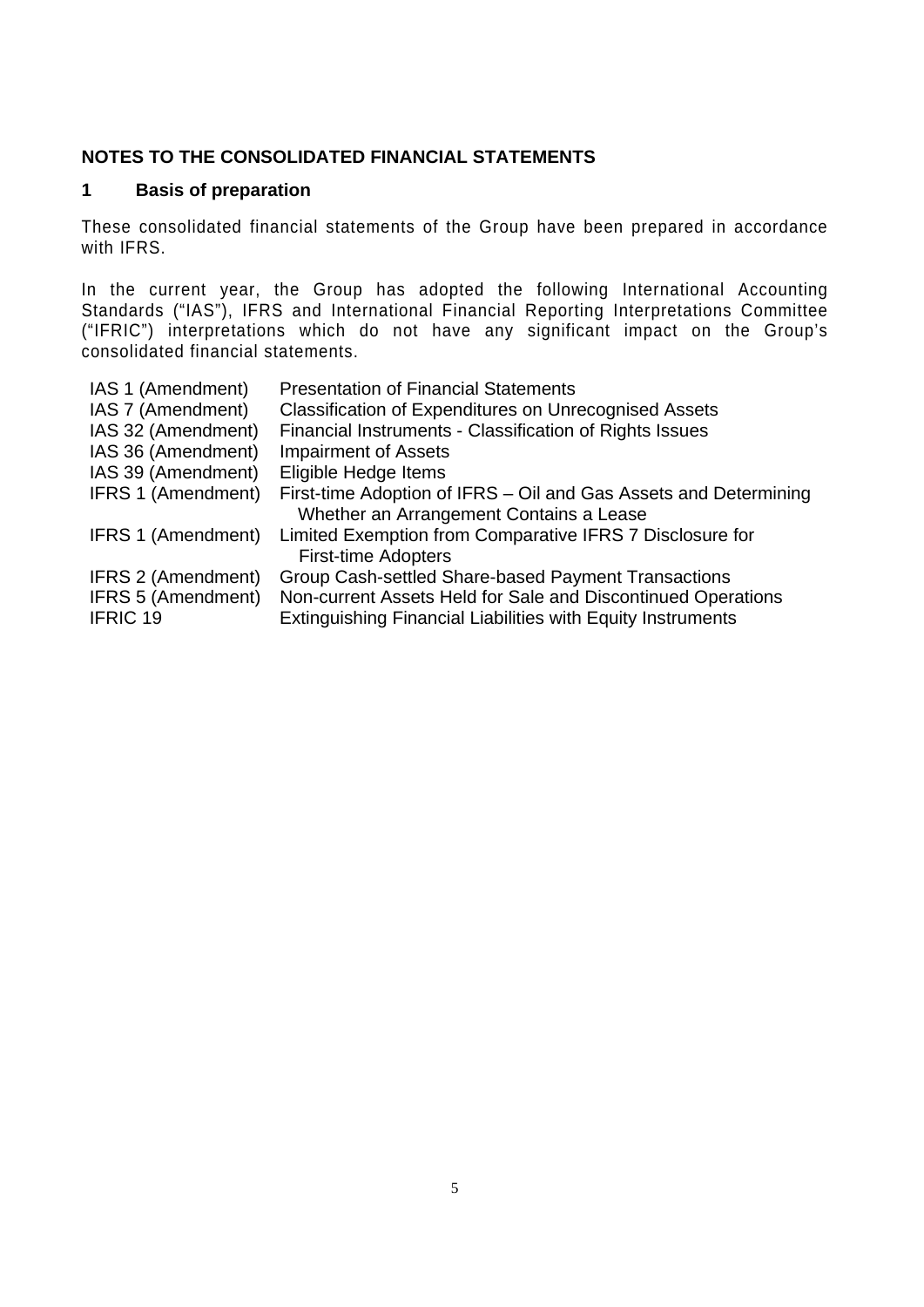## NOTES TO THE CONSOLIDATED FINANCIAL STATEMENTS

### 1 Basis of preparation

These consolidated financial statements of the Group have been prepared in accordance with IFRS.

In the current year, the Group has adopted the following International Accounting Standards ("IAS"), IFRS and International Financial Reporting Interpretations Committee ("IFRIC") interpretations which do not have any significant impact on the Group's consolidated financial statements.

| | |
|---|---|
| IAS 1 (Amendment) | Presentation of Financial Statements |
| IAS 7 (Amendment) | Classification of Expenditures on Unrecognised Assets |
| IAS 32 (Amendment) | Financial Instruments - Classification of Rights Issues |
| IAS 36 (Amendment) | Impairment of Assets |
| IAS 39 (Amendment) | Eligible Hedge Items |
| IFRS 1 (Amendment) | First-time Adoption of IFRS – Oil and Gas Assets and Determining Whether an Arrangement Contains a Lease |
| IFRS 1 (Amendment) | Limited Exemption from Comparative IFRS 7 Disclosure for First-time Adopters |
| IFRS 2 (Amendment) | Group Cash-settled Share-based Payment Transactions |
| IFRS 5 (Amendment) | Non-current Assets Held for Sale and Discontinued Operations |
| IFRIC 19 | Extinguishing Financial Liabilities with Equity Instruments |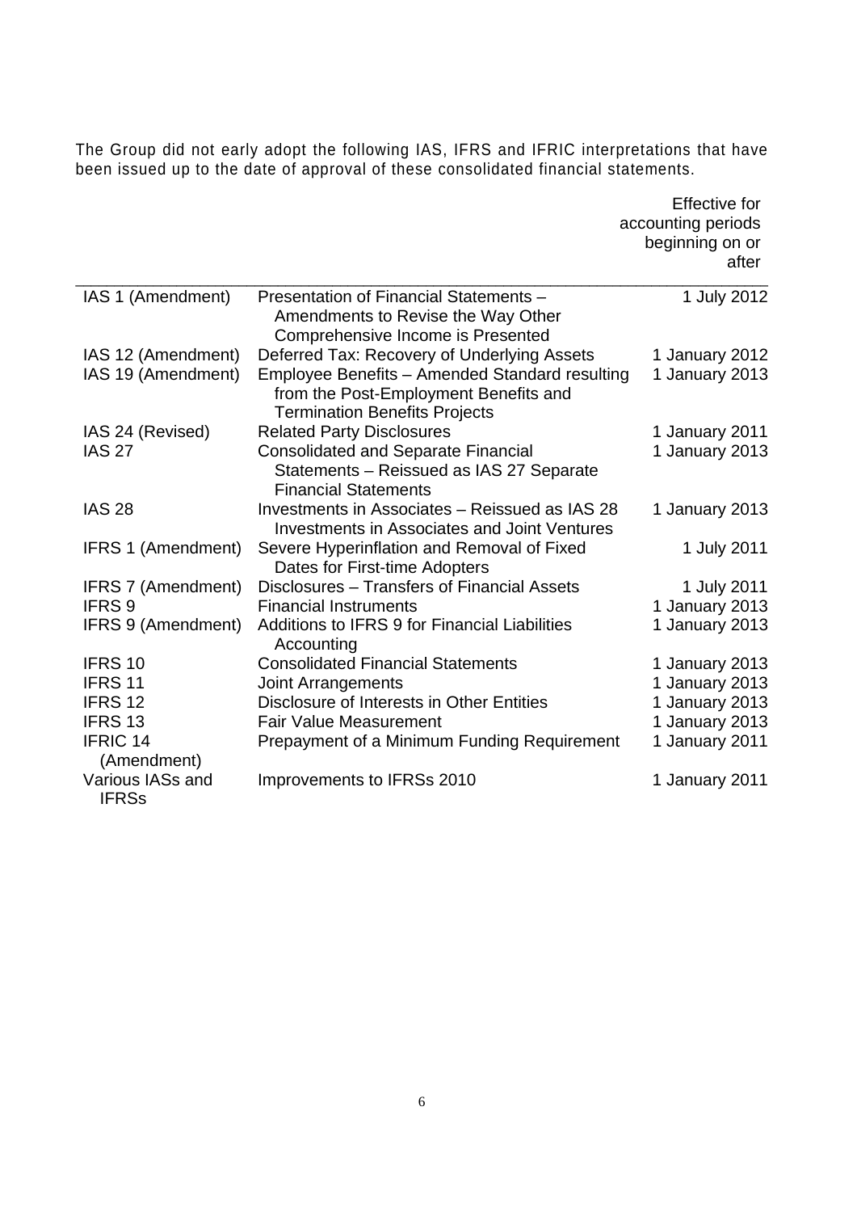The Group did not early adopt the following IAS, IFRS and IFRIC interpretations that have been issued up to the date of approval of these consolidated financial statements.

| | | Effective for accounting periods beginning on or after |
|---|---|---|
| IAS 1 (Amendment) | Presentation of Financial Statements – Amendments to Revise the Way Other Comprehensive Income is Presented | 1 July 2012 |
| IAS 12 (Amendment) | Deferred Tax: Recovery of Underlying Assets | 1 January 2012 |
| IAS 19 (Amendment) | Employee Benefits – Amended Standard resulting from the Post-Employment Benefits and Termination Benefits Projects | 1 January 2013 |
| IAS 24 (Revised) | Related Party Disclosures | 1 January 2011 |
| IAS 27 | Consolidated and Separate Financial Statements – Reissued as IAS 27 Separate Financial Statements | 1 January 2013 |
| IAS 28 | Investments in Associates – Reissued as IAS 28 Investments in Associates and Joint Ventures | 1 January 2013 |
| IFRS 1 (Amendment) | Severe Hyperinflation and Removal of Fixed Dates for First-time Adopters | 1 July 2011 |
| IFRS 7 (Amendment) | Disclosures – Transfers of Financial Assets | 1 July 2011 |
| IFRS 9 | Financial Instruments | 1 January 2013 |
| IFRS 9 (Amendment) | Additions to IFRS 9 for Financial Liabilities Accounting | 1 January 2013 |
| IFRS 10 | Consolidated Financial Statements | 1 January 2013 |
| IFRS 11 | Joint Arrangements | 1 January 2013 |
| IFRS 12 | Disclosure of Interests in Other Entities | 1 January 2013 |
| IFRS 13 | Fair Value Measurement | 1 January 2013 |
| IFRIC 14 (Amendment) | Prepayment of a Minimum Funding Requirement | 1 January 2011 |
| Various IASs and IFRSs | Improvements to IFRSs 2010 | 1 January 2011 |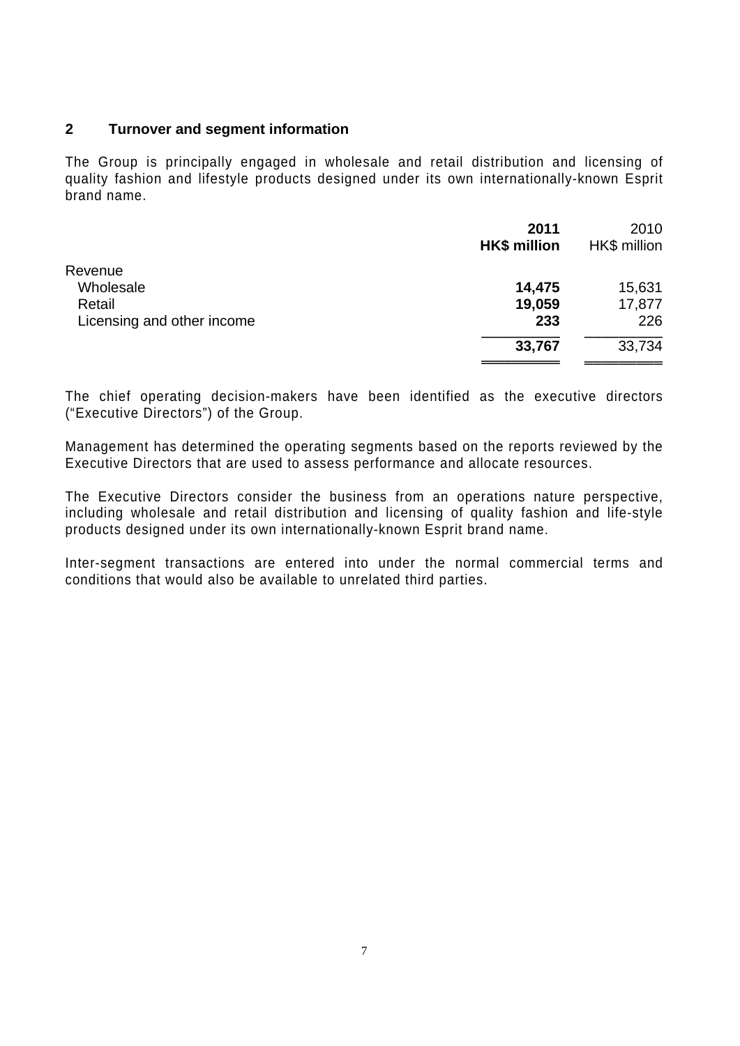## 2 Turnover and segment information

The Group is principally engaged in wholesale and retail distribution and licensing of quality fashion and lifestyle products designed under its own internationally-known Esprit brand name.

| | **2011** | 2010 |
|---|---|---|
| | **HK$ million** | HK$ million |
| Revenue | | |
| Wholesale | **14,475** | 15,631 |
| Retail | **19,059** | 17,877 |
| Licensing and other income | **233** | 226 |
| | **33,767** | 33,734 |

The chief operating decision-makers have been identified as the executive directors ("Executive Directors") of the Group.

Management has determined the operating segments based on the reports reviewed by the Executive Directors that are used to assess performance and allocate resources.

The Executive Directors consider the business from an operations nature perspective, including wholesale and retail distribution and licensing of quality fashion and life-style products designed under its own internationally-known Esprit brand name.

Inter-segment transactions are entered into under the normal commercial terms and conditions that would also be available to unrelated third parties.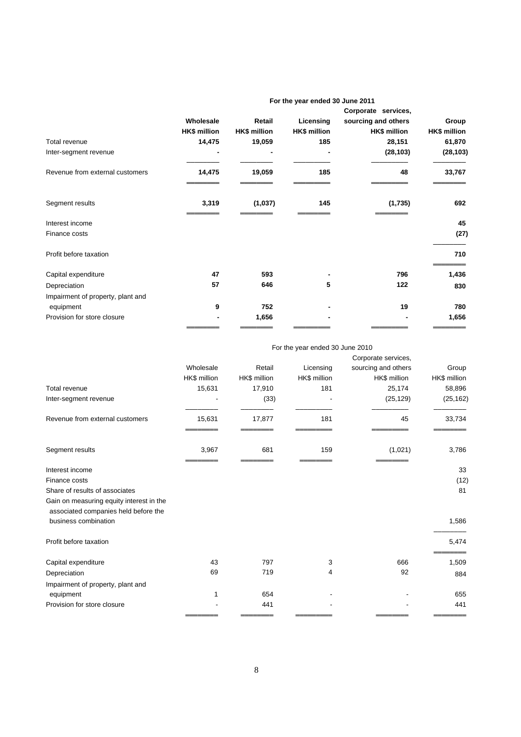| | For the year ended 30 June 2011 | | | | |
|---|---|---|---|---|---|
| | **Wholesale** | **Retail** | **Licensing** | **Corporate services, sourcing and others** | **Group** |
| | **HK$ million** | **HK$ million** | **HK$ million** | **HK$ million** | **HK$ million** |
| Total revenue | **14,475** | **19,059** | **185** | **28,151** | **61,870** |
| Inter-segment revenue | **-** | **-** | **-** | **(28,103)** | **(28,103)** |
| Revenue from external customers | **14,475** | **19,059** | **185** | **48** | **33,767** |
| Segment results | **3,319** | **(1,037)** | **145** | **(1,735)** | **692** |
| Interest income | | | | | **45** |
| Finance costs | | | | | **(27)** |
| Profit before taxation | | | | | **710** |
| Capital expenditure | **47** | **593** | **-** | **796** | **1,436** |
| Depreciation | **57** | **646** | **5** | **122** | **830** |
| Impairment of property, plant and equipment | **9** | **752** | **-** | **19** | **780** |
| Provision for store closure | **-** | **1,656** | **-** | **-** | **1,656** |

| | For the year ended 30 June 2010 | | | | |
|---|---|---|---|---|---|
| | Wholesale | Retail | Licensing | Corporate services, sourcing and others | Group |
| | HK$ million | HK$ million | HK$ million | HK$ million | HK$ million |
| Total revenue | 15,631 | 17,910 | 181 | 25,174 | 58,896 |
| Inter-segment revenue | - | (33) | - | (25,129) | (25,162) |
| Revenue from external customers | 15,631 | 17,877 | 181 | 45 | 33,734 |
| Segment results | 3,967 | 681 | 159 | (1,021) | 3,786 |
| Interest income | | | | | 33 |
| Finance costs | | | | | (12) |
| Share of results of associates | | | | | 81 |
| Gain on measuring equity interest in the associated companies held before the business combination | | | | | 1,586 |
| Profit before taxation | | | | | 5,474 |
| Capital expenditure | 43 | 797 | 3 | 666 | 1,509 |
| Depreciation | 69 | 719 | 4 | 92 | 884 |
| Impairment of property, plant and equipment | 1 | 654 | - | - | 655 |
| Provision for store closure | - | 441 | - | - | 441 |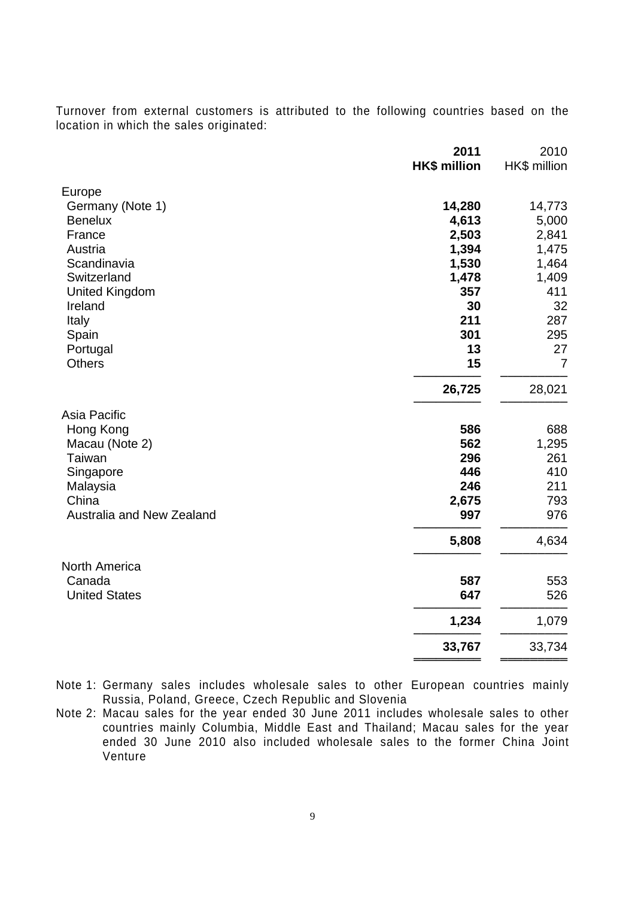Turnover from external customers is attributed to the following countries based on the location in which the sales originated:

| | **2011** **HK$ million** | 2010 HK$ million |
|---|---|---|
| Europe | | |
| Germany (Note 1) | **14,280** | 14,773 |
| Benelux | **4,613** | 5,000 |
| France | **2,503** | 2,841 |
| Austria | **1,394** | 1,475 |
| Scandinavia | **1,530** | 1,464 |
| Switzerland | **1,478** | 1,409 |
| United Kingdom | **357** | 411 |
| Ireland | **30** | 32 |
| Italy | **211** | 287 |
| Spain | **301** | 295 |
| Portugal | **13** | 27 |
| Others | **15** | 7 |
| | **26,725** | 28,021 |
| Asia Pacific | | |
| Hong Kong | **586** | 688 |
| Macau (Note 2) | **562** | 1,295 |
| Taiwan | **296** | 261 |
| Singapore | **446** | 410 |
| Malaysia | **246** | 211 |
| China | **2,675** | 793 |
| Australia and New Zealand | **997** | 976 |
| | **5,808** | 4,634 |
| North America | | |
| Canada | **587** | 553 |
| United States | **647** | 526 |
| | **1,234** | 1,079 |
| | **33,767** | 33,734 |

Note 1: Germany sales includes wholesale sales to other European countries mainly Russia, Poland, Greece, Czech Republic and Slovenia

Note 2: Macau sales for the year ended 30 June 2011 includes wholesale sales to other countries mainly Columbia, Middle East and Thailand; Macau sales for the year ended 30 June 2010 also included wholesale sales to the former China Joint Venture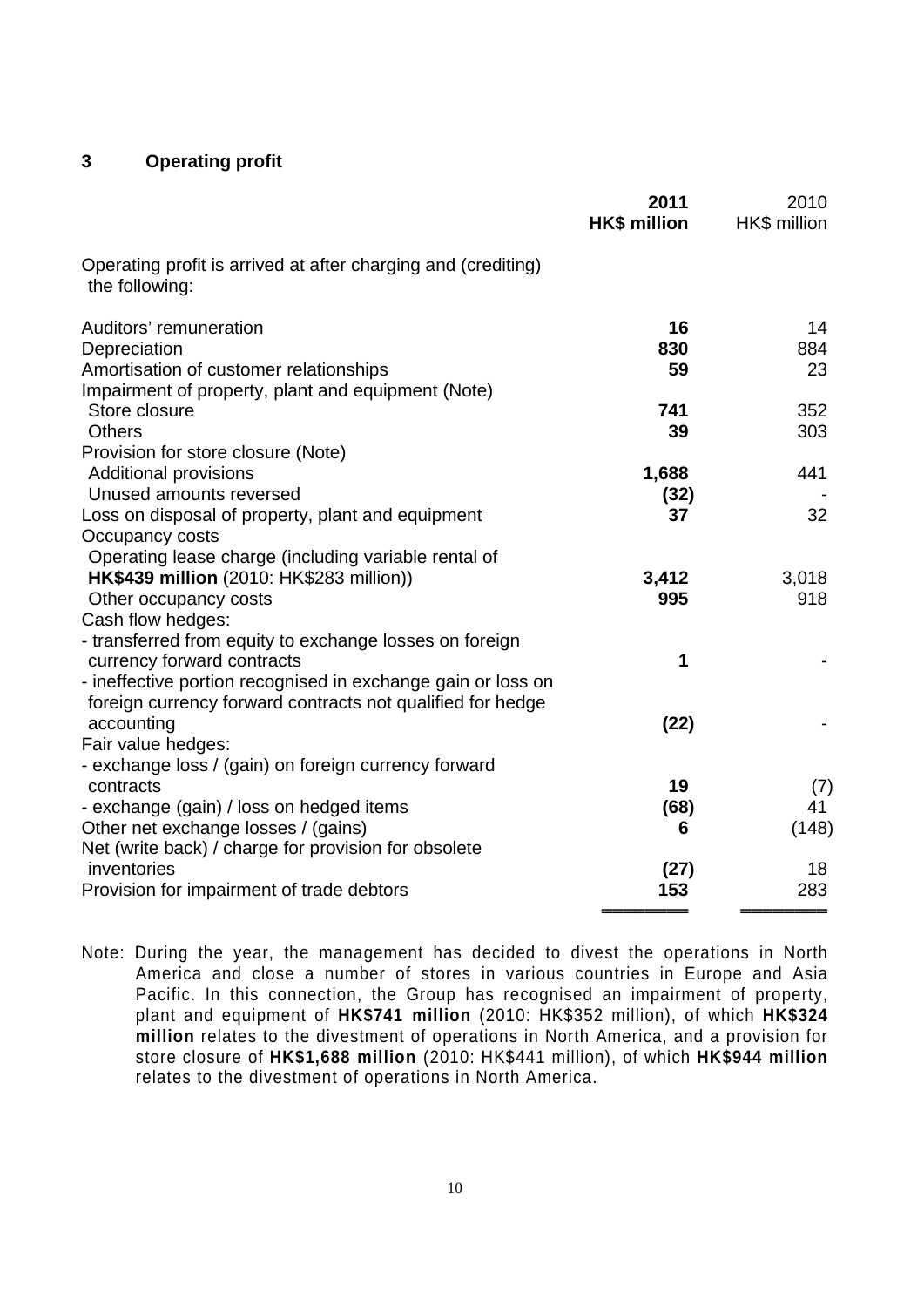## 3 Operating profit

| | **2011 HK$ million** | 2010 HK$ million |
|---|---|---|
| Operating profit is arrived at after charging and (crediting) the following: | | |
| Auditors' remuneration | **16** | 14 |
| Depreciation | **830** | 884 |
| Amortisation of customer relationships | **59** | 23 |
| Impairment of property, plant and equipment (Note) | | |
| Store closure | **741** | 352 |
| Others | **39** | 303 |
| Provision for store closure (Note) | | |
| Additional provisions | **1,688** | 441 |
| Unused amounts reversed | **(32)** | - |
| Loss on disposal of property, plant and equipment | **37** | 32 |
| Occupancy costs | | |
| Operating lease charge (including variable rental of **HK$439 million** (2010: HK$283 million)) | **3,412** | 3,018 |
| Other occupancy costs | **995** | 918 |
| Cash flow hedges: | | |
| - transferred from equity to exchange losses on foreign currency forward contracts | **1** | - |
| - ineffective portion recognised in exchange gain or loss on foreign currency forward contracts not qualified for hedge accounting | **(22)** | - |
| Fair value hedges: | | |
| - exchange loss / (gain) on foreign currency forward contracts | **19** | (7) |
| - exchange (gain) / loss on hedged items | **(68)** | 41 |
| Other net exchange losses / (gains) | **6** | (148) |
| Net (write back) / charge for provision for obsolete inventories | **(27)** | 18 |
| Provision for impairment of trade debtors | **153** | 283 |

Note: During the year, the management has decided to divest the operations in North America and close a number of stores in various countries in Europe and Asia Pacific. In this connection, the Group has recognised an impairment of property, plant and equipment of **HK$741 million** (2010: HK$352 million), of which **HK$324 million** relates to the divestment of operations in North America, and a provision for store closure of **HK$1,688 million** (2010: HK$441 million), of which **HK$944 million** relates to the divestment of operations in North America.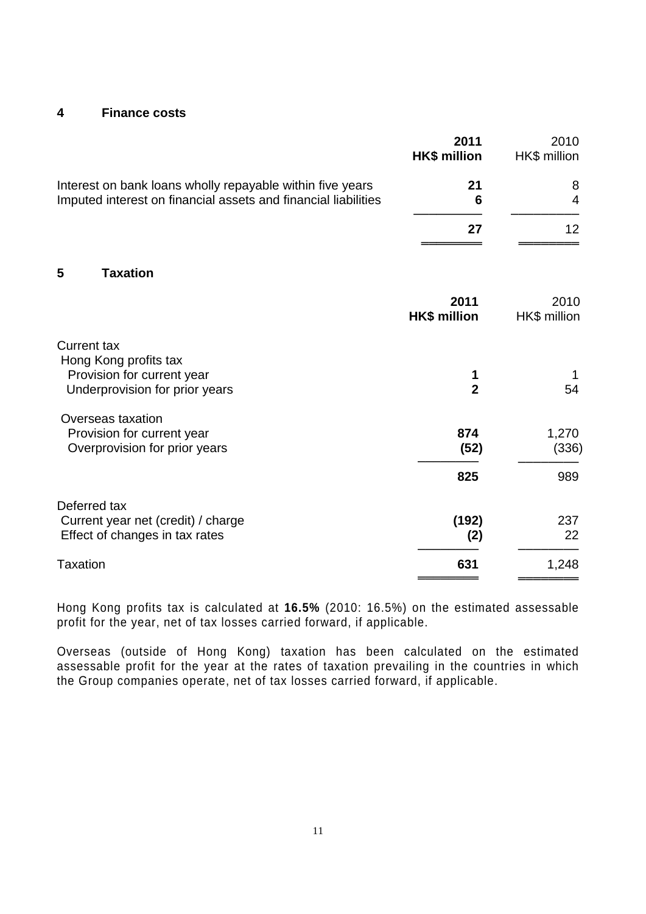## 4 Finance costs

| | **2011 HK$ million** | 2010 HK$ million |
|---|---|---|
| Interest on bank loans wholly repayable within five years | **21** | 8 |
| Imputed interest on financial assets and financial liabilities | **6** | 4 |
| | **27** | 12 |

## 5 Taxation

| | **2011 HK$ million** | 2010 HK$ million |
|---|---|---|
| Current tax | | |
| Hong Kong profits tax | | |
| Provision for current year | **1** | 1 |
| Underprovision for prior years | **2** | 54 |
| Overseas taxation | | |
| Provision for current year | **874** | 1,270 |
| Overprovision for prior years | **(52)** | (336) |
| | **825** | 989 |
| Deferred tax | | |
| Current year net (credit) / charge | **(192)** | 237 |
| Effect of changes in tax rates | **(2)** | 22 |
| Taxation | **631** | 1,248 |

Hong Kong profits tax is calculated at **16.5%** (2010: 16.5%) on the estimated assessable profit for the year, net of tax losses carried forward, if applicable.

Overseas (outside of Hong Kong) taxation has been calculated on the estimated assessable profit for the year at the rates of taxation prevailing in the countries in which the Group companies operate, net of tax losses carried forward, if applicable.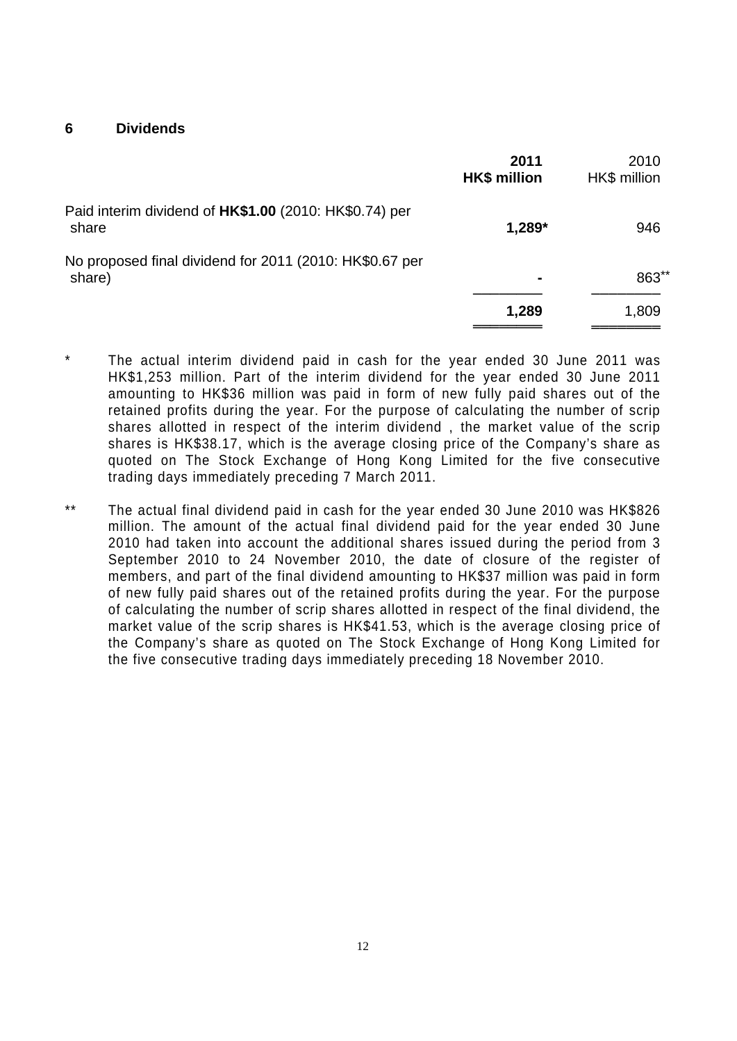## 6 Dividends

| | **2011** **HK$ million** | 2010 HK$ million |
|---|---|---|
| Paid interim dividend of **HK$1.00** (2010: HK$0.74) per share | **1,289*** | 946 |
| No proposed final dividend for 2011 (2010: HK$0.67 per share) | **-** | 863** |
| | **1,289** | 1,809 |

\* The actual interim dividend paid in cash for the year ended 30 June 2011 was HK$1,253 million. Part of the interim dividend for the year ended 30 June 2011 amounting to HK$36 million was paid in form of new fully paid shares out of the retained profits during the year. For the purpose of calculating the number of scrip shares allotted in respect of the interim dividend , the market value of the scrip shares is HK$38.17, which is the average closing price of the Company's share as quoted on The Stock Exchange of Hong Kong Limited for the five consecutive trading days immediately preceding 7 March 2011.

\*\* The actual final dividend paid in cash for the year ended 30 June 2010 was HK$826 million. The amount of the actual final dividend paid for the year ended 30 June 2010 had taken into account the additional shares issued during the period from 3 September 2010 to 24 November 2010, the date of closure of the register of members, and part of the final dividend amounting to HK$37 million was paid in form of new fully paid shares out of the retained profits during the year. For the purpose of calculating the number of scrip shares allotted in respect of the final dividend, the market value of the scrip shares is HK$41.53, which is the average closing price of the Company's share as quoted on The Stock Exchange of Hong Kong Limited for the five consecutive trading days immediately preceding 18 November 2010.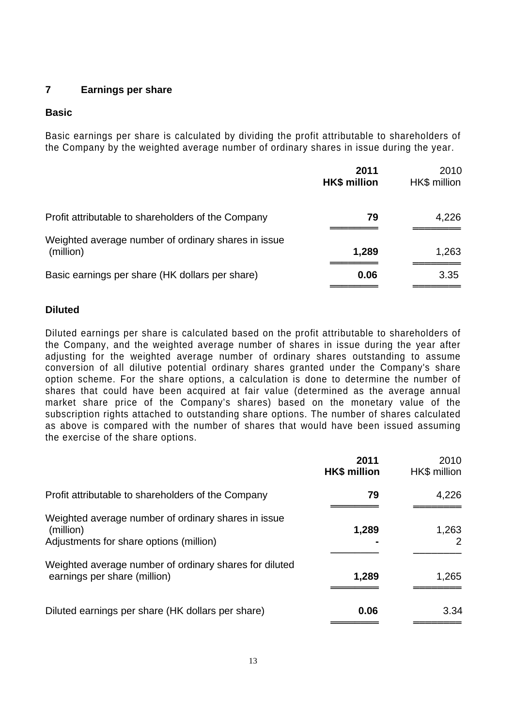## 7 Earnings per share

### Basic

Basic earnings per share is calculated by dividing the profit attributable to shareholders of the Company by the weighted average number of ordinary shares in issue during the year.

| | **2011 HK$ million** | 2010 HK$ million |
|---|---|---|
| Profit attributable to shareholders of the Company | **79** | 4,226 |
| Weighted average number of ordinary shares in issue (million) | **1,289** | 1,263 |
| Basic earnings per share (HK dollars per share) | **0.06** | 3.35 |

### Diluted

Diluted earnings per share is calculated based on the profit attributable to shareholders of the Company, and the weighted average number of shares in issue during the year after adjusting for the weighted average number of ordinary shares outstanding to assume conversion of all dilutive potential ordinary shares granted under the Company's share option scheme. For the share options, a calculation is done to determine the number of shares that could have been acquired at fair value (determined as the average annual market share price of the Company's shares) based on the monetary value of the subscription rights attached to outstanding share options. The number of shares calculated as above is compared with the number of shares that would have been issued assuming the exercise of the share options.

| | **2011 HK$ million** | 2010 HK$ million |
|---|---|---|
| Profit attributable to shareholders of the Company | **79** | 4,226 |
| Weighted average number of ordinary shares in issue (million) | **1,289** | 1,263 |
| Adjustments for share options (million) | **-** | 2 |
| Weighted average number of ordinary shares for diluted earnings per share (million) | **1,289** | 1,265 |
| Diluted earnings per share (HK dollars per share) | **0.06** | 3.34 |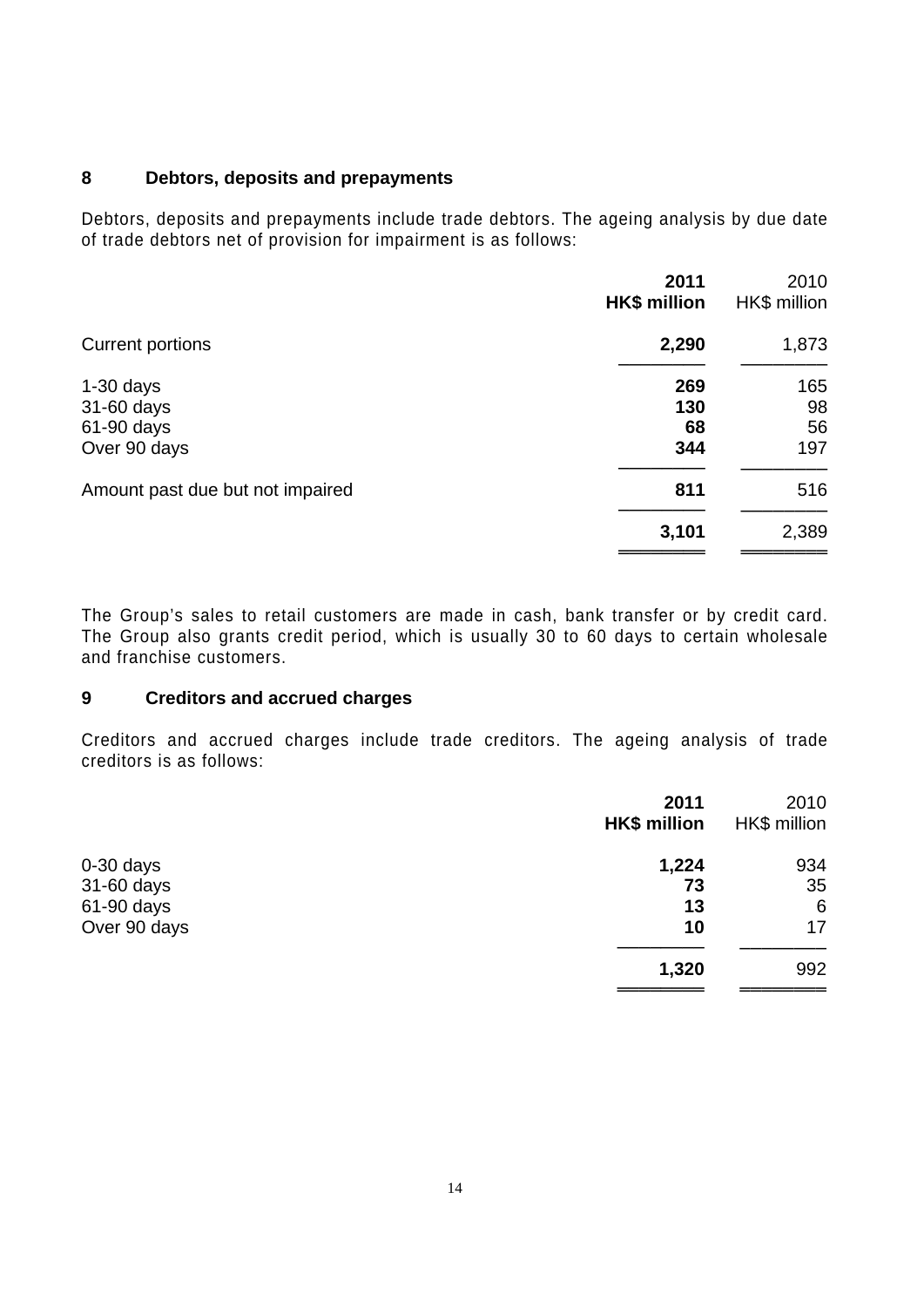## 8 Debtors, deposits and prepayments

Debtors, deposits and prepayments include trade debtors. The ageing analysis by due date of trade debtors net of provision for impairment is as follows:

| | **2011 HK$ million** | 2010 HK$ million |
|---|---|---|
| Current portions | **2,290** | 1,873 |
| 1-30 days | **269** | 165 |
| 31-60 days | **130** | 98 |
| 61-90 days | **68** | 56 |
| Over 90 days | **344** | 197 |
| Amount past due but not impaired | **811** | 516 |
| | **3,101** | 2,389 |

The Group's sales to retail customers are made in cash, bank transfer or by credit card. The Group also grants credit period, which is usually 30 to 60 days to certain wholesale and franchise customers.

## 9 Creditors and accrued charges

Creditors and accrued charges include trade creditors. The ageing analysis of trade creditors is as follows:

| | **2011 HK$ million** | 2010 HK$ million |
|---|---|---|
| 0-30 days | **1,224** | 934 |
| 31-60 days | **73** | 35 |
| 61-90 days | **13** | 6 |
| Over 90 days | **10** | 17 |
| | **1,320** | 992 |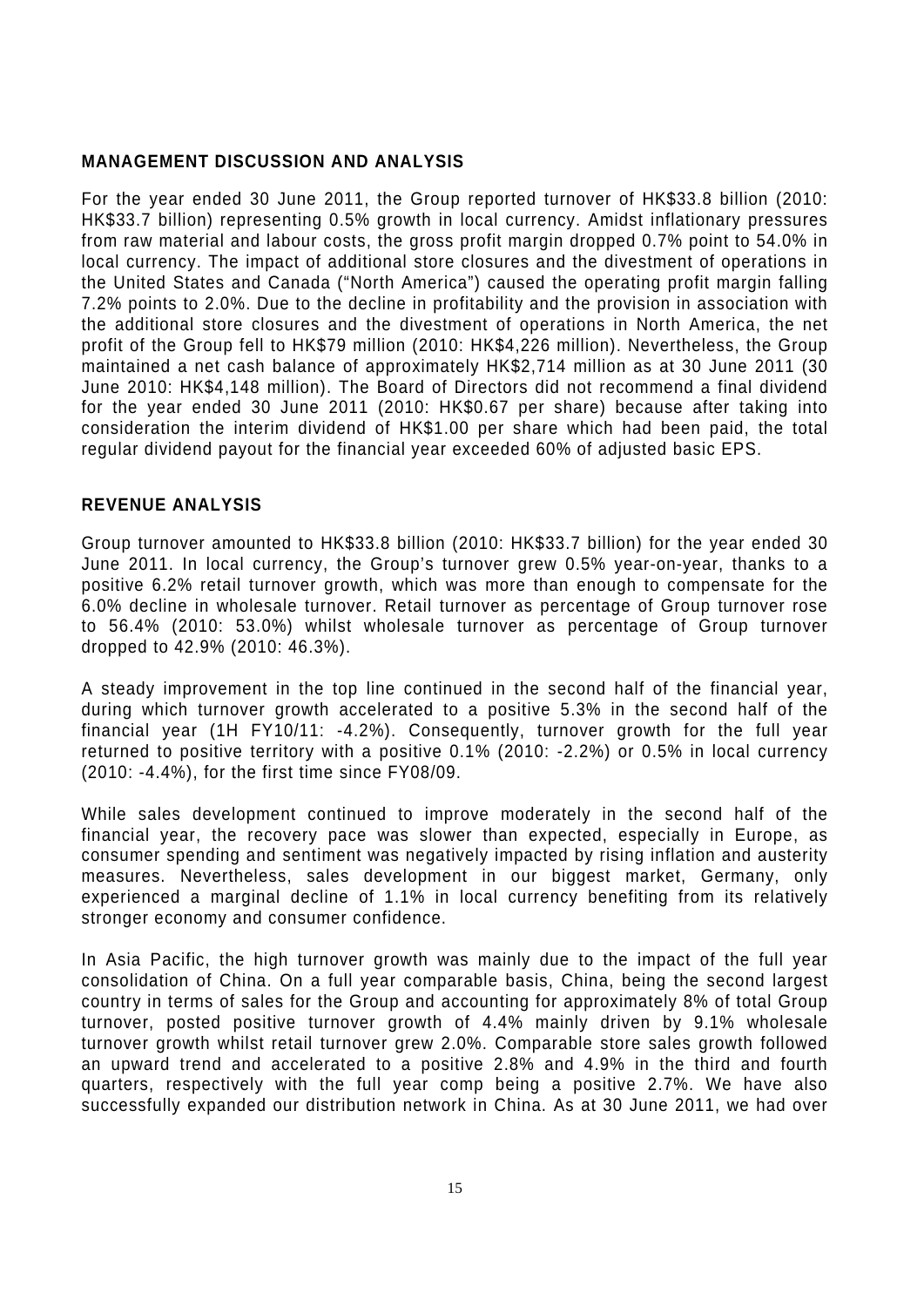## MANAGEMENT DISCUSSION AND ANALYSIS

For the year ended 30 June 2011, the Group reported turnover of HK$33.8 billion (2010: HK$33.7 billion) representing 0.5% growth in local currency. Amidst inflationary pressures from raw material and labour costs, the gross profit margin dropped 0.7% point to 54.0% in local currency. The impact of additional store closures and the divestment of operations in the United States and Canada ("North America") caused the operating profit margin falling 7.2% points to 2.0%. Due to the decline in profitability and the provision in association with the additional store closures and the divestment of operations in North America, the net profit of the Group fell to HK$79 million (2010: HK$4,226 million). Nevertheless, the Group maintained a net cash balance of approximately HK$2,714 million as at 30 June 2011 (30 June 2010: HK$4,148 million). The Board of Directors did not recommend a final dividend for the year ended 30 June 2011 (2010: HK$0.67 per share) because after taking into consideration the interim dividend of HK$1.00 per share which had been paid, the total regular dividend payout for the financial year exceeded 60% of adjusted basic EPS.

## REVENUE ANALYSIS

Group turnover amounted to HK$33.8 billion (2010: HK$33.7 billion) for the year ended 30 June 2011. In local currency, the Group's turnover grew 0.5% year-on-year, thanks to a positive 6.2% retail turnover growth, which was more than enough to compensate for the 6.0% decline in wholesale turnover. Retail turnover as percentage of Group turnover rose to 56.4% (2010: 53.0%) whilst wholesale turnover as percentage of Group turnover dropped to 42.9% (2010: 46.3%).

A steady improvement in the top line continued in the second half of the financial year, during which turnover growth accelerated to a positive 5.3% in the second half of the financial year (1H FY10/11: -4.2%). Consequently, turnover growth for the full year returned to positive territory with a positive 0.1% (2010: -2.2%) or 0.5% in local currency (2010: -4.4%), for the first time since FY08/09.

While sales development continued to improve moderately in the second half of the financial year, the recovery pace was slower than expected, especially in Europe, as consumer spending and sentiment was negatively impacted by rising inflation and austerity measures. Nevertheless, sales development in our biggest market, Germany, only experienced a marginal decline of 1.1% in local currency benefiting from its relatively stronger economy and consumer confidence.

In Asia Pacific, the high turnover growth was mainly due to the impact of the full year consolidation of China. On a full year comparable basis, China, being the second largest country in terms of sales for the Group and accounting for approximately 8% of total Group turnover, posted positive turnover growth of 4.4% mainly driven by 9.1% wholesale turnover growth whilst retail turnover grew 2.0%. Comparable store sales growth followed an upward trend and accelerated to a positive 2.8% and 4.9% in the third and fourth quarters, respectively with the full year comp being a positive 2.7%. We have also successfully expanded our distribution network in China. As at 30 June 2011, we had over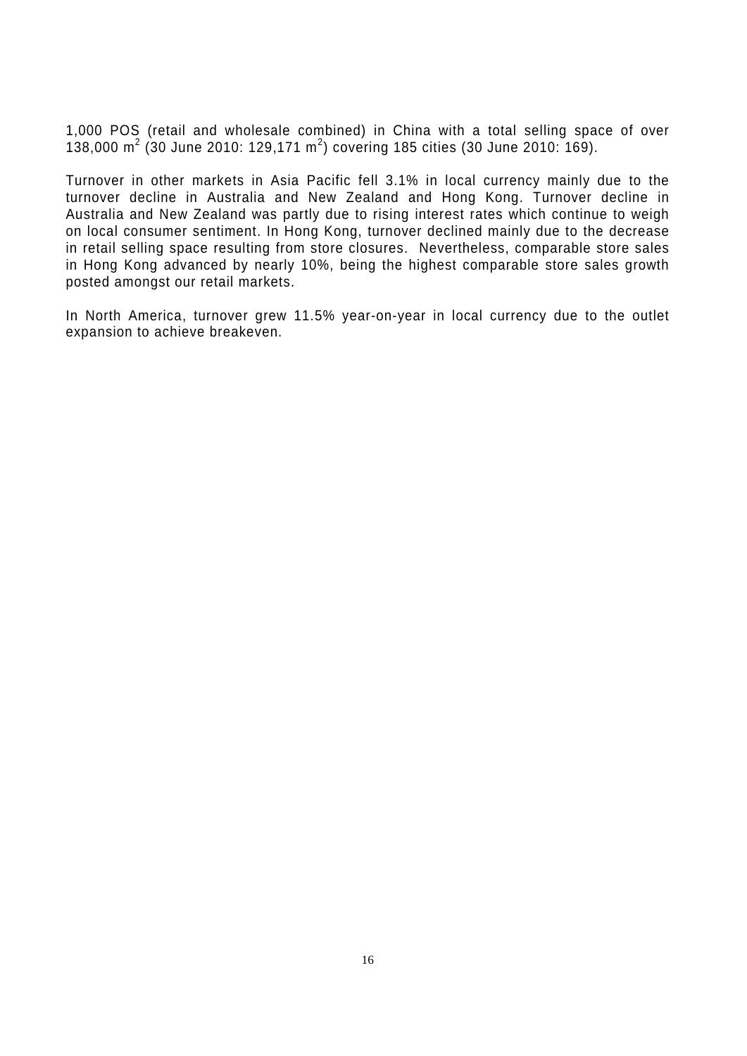1,000 POS (retail and wholesale combined) in China with a total selling space of over 138,000 $m^2$ (30 June 2010: 129,171 $m^2$) covering 185 cities (30 June 2010: 169).

Turnover in other markets in Asia Pacific fell 3.1% in local currency mainly due to the turnover decline in Australia and New Zealand and Hong Kong. Turnover decline in Australia and New Zealand was partly due to rising interest rates which continue to weigh on local consumer sentiment. In Hong Kong, turnover declined mainly due to the decrease in retail selling space resulting from store closures. Nevertheless, comparable store sales in Hong Kong advanced by nearly 10%, being the highest comparable store sales growth posted amongst our retail markets.

In North America, turnover grew 11.5% year-on-year in local currency due to the outlet expansion to achieve breakeven.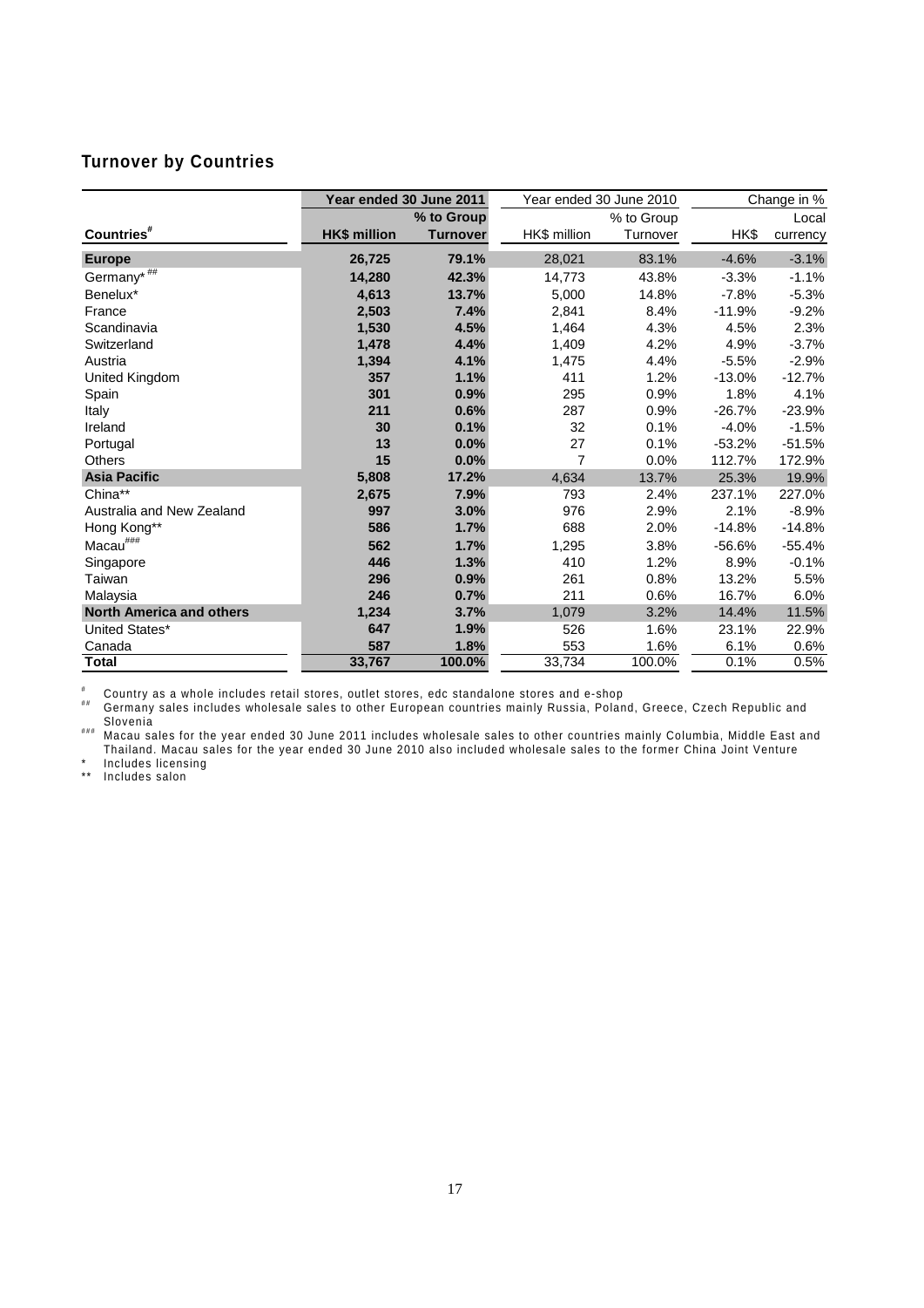## Turnover by Countries

| Countries[#] | Year ended 30 June 2011 | | Year ended 30 June 2010 | | Change in % | |
|---|---|---|---|---|---|---|
| | HK$ million | % to Group Turnover | HK$ million | % to Group Turnover | HK$ | Local currency |
| **Europe** | **26,725** | **79.1%** | 28,021 | 83.1% | -4.6% | -3.1% |
| Germany*[##] | **14,280** | **42.3%** | 14,773 | 43.8% | -3.3% | -1.1% |
| Benelux* | **4,613** | **13.7%** | 5,000 | 14.8% | -7.8% | -5.3% |
| France | **2,503** | **7.4%** | 2,841 | 8.4% | -11.9% | -9.2% |
| Scandinavia | **1,530** | **4.5%** | 1,464 | 4.3% | 4.5% | 2.3% |
| Switzerland | **1,478** | **4.4%** | 1,409 | 4.2% | 4.9% | -3.7% |
| Austria | **1,394** | **4.1%** | 1,475 | 4.4% | -5.5% | -2.9% |
| United Kingdom | **357** | **1.1%** | 411 | 1.2% | -13.0% | -12.7% |
| Spain | **301** | **0.9%** | 295 | 0.9% | 1.8% | 4.1% |
| Italy | **211** | **0.6%** | 287 | 0.9% | -26.7% | -23.9% |
| Ireland | **30** | **0.1%** | 32 | 0.1% | -4.0% | -1.5% |
| Portugal | **13** | **0.0%** | 27 | 0.1% | -53.2% | -51.5% |
| Others | **15** | **0.0%** | 7 | 0.0% | 112.7% | 172.9% |
| **Asia Pacific** | **5,808** | **17.2%** | 4,634 | 13.7% | 25.3% | 19.9% |
| China** | **2,675** | **7.9%** | 793 | 2.4% | 237.1% | 227.0% |
| Australia and New Zealand | **997** | **3.0%** | 976 | 2.9% | 2.1% | -8.9% |
| Hong Kong** | **586** | **1.7%** | 688 | 2.0% | -14.8% | -14.8% |
| Macau[###] | **562** | **1.7%** | 1,295 | 3.8% | -56.6% | -55.4% |
| Singapore | **446** | **1.3%** | 410 | 1.2% | 8.9% | -0.1% |
| Taiwan | **296** | **0.9%** | 261 | 0.8% | 13.2% | 5.5% |
| Malaysia | **246** | **0.7%** | 211 | 0.6% | 16.7% | 6.0% |
| **North America and others** | **1,234** | **3.7%** | 1,079 | 3.2% | 14.4% | 11.5% |
| United States* | **647** | **1.9%** | 526 | 1.6% | 23.1% | 22.9% |
| Canada | **587** | **1.8%** | 553 | 1.6% | 6.1% | 0.6% |
| **Total** | **33,767** | **100.0%** | 33,734 | 100.0% | 0.1% | 0.5% |

[#] Country as a whole includes retail stores, outlet stores, edc standalone stores and e-shop

[##] Germany sales includes wholesale sales to other European countries mainly Russia, Poland, Greece, Czech Republic and Slovenia

[###] Macau sales for the year ended 30 June 2011 includes wholesale sales to other countries mainly Columbia, Middle East and Thailand. Macau sales for the year ended 30 June 2010 also included wholesale sales to the former China Joint Venture

\* Includes licensing

** Includes salon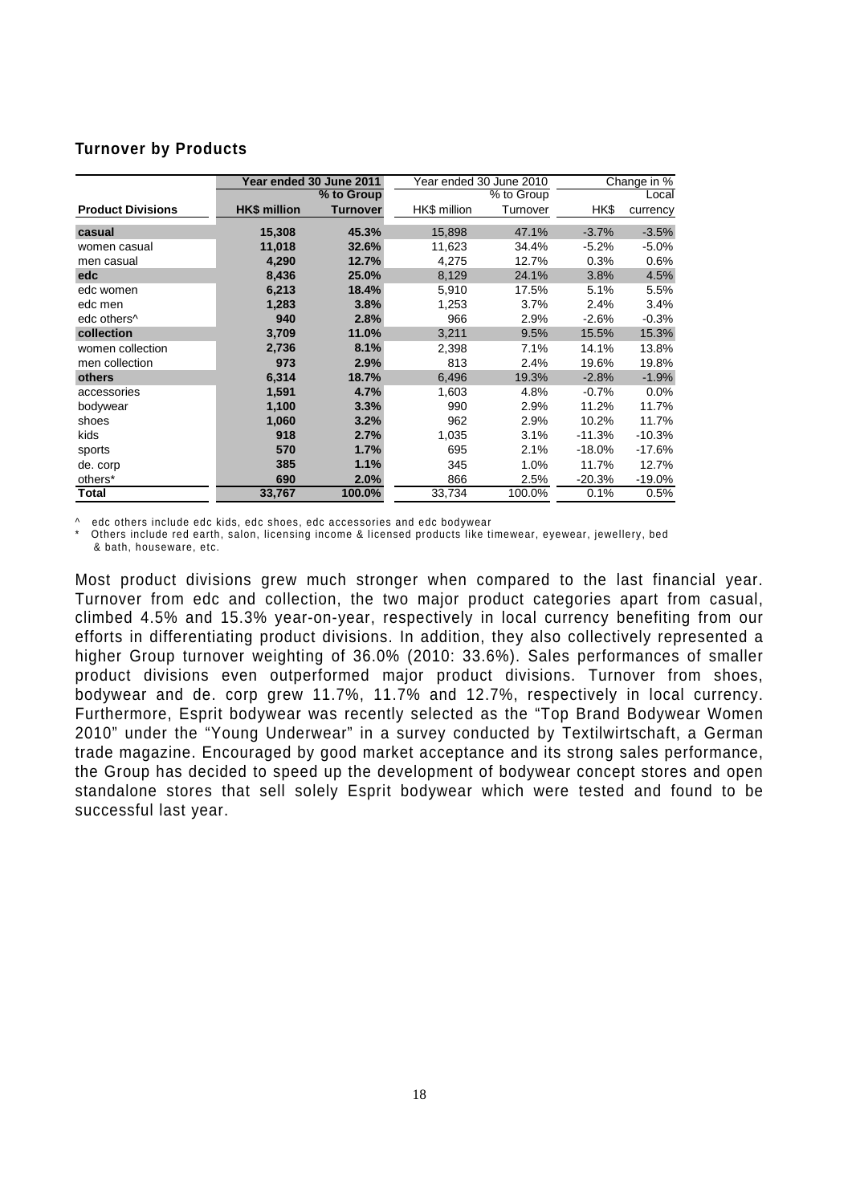## Turnover by Products

| Product Divisions | Year ended 30 June 2011 HK$ million | Year ended 30 June 2011 % to Group Turnover | Year ended 30 June 2010 HK$ million | Year ended 30 June 2010 % to Group Turnover | Change in % HK$ | Change in % Local currency |
|---|---|---|---|---|---|---|
| **casual** | **15,308** | **45.3%** | 15,898 | 47.1% | -3.7% | -3.5% |
| women casual | **11,018** | **32.6%** | 11,623 | 34.4% | -5.2% | -5.0% |
| men casual | **4,290** | **12.7%** | 4,275 | 12.7% | 0.3% | 0.6% |
| **edc** | **8,436** | **25.0%** | 8,129 | 24.1% | 3.8% | 4.5% |
| edc women | **6,213** | **18.4%** | 5,910 | 17.5% | 5.1% | 5.5% |
| edc men | **1,283** | **3.8%** | 1,253 | 3.7% | 2.4% | 3.4% |
| edc others^ | **940** | **2.8%** | 966 | 2.9% | -2.6% | -0.3% |
| **collection** | **3,709** | **11.0%** | 3,211 | 9.5% | 15.5% | 15.3% |
| women collection | **2,736** | **8.1%** | 2,398 | 7.1% | 14.1% | 13.8% |
| men collection | **973** | **2.9%** | 813 | 2.4% | 19.6% | 19.8% |
| **others** | **6,314** | **18.7%** | 6,496 | 19.3% | -2.8% | -1.9% |
| accessories | **1,591** | **4.7%** | 1,603 | 4.8% | -0.7% | 0.0% |
| bodywear | **1,100** | **3.3%** | 990 | 2.9% | 11.2% | 11.7% |
| shoes | **1,060** | **3.2%** | 962 | 2.9% | 10.2% | 11.7% |
| kids | **918** | **2.7%** | 1,035 | 3.1% | -11.3% | -10.3% |
| sports | **570** | **1.7%** | 695 | 2.1% | -18.0% | -17.6% |
| de. corp | **385** | **1.1%** | 345 | 1.0% | 11.7% | 12.7% |
| others* | **690** | **2.0%** | 866 | 2.5% | -20.3% | -19.0% |
| **Total** | **33,767** | **100.0%** | 33,734 | 100.0% | 0.1% | 0.5% |

^ edc others include edc kids, edc shoes, edc accessories and edc bodywear

* Others include red earth, salon, licensing income & licensed products like timewear, eyewear, jewellery, bed & bath, houseware, etc.

Most product divisions grew much stronger when compared to the last financial year. Turnover from edc and collection, the two major product categories apart from casual, climbed 4.5% and 15.3% year-on-year, respectively in local currency benefiting from our efforts in differentiating product divisions. In addition, they also collectively represented a higher Group turnover weighting of 36.0% (2010: 33.6%). Sales performances of smaller product divisions even outperformed major product divisions. Turnover from shoes, bodywear and de. corp grew 11.7%, 11.7% and 12.7%, respectively in local currency. Furthermore, Esprit bodywear was recently selected as the "Top Brand Bodywear Women 2010" under the "Young Underwear" in a survey conducted by Textilwirtschaft, a German trade magazine. Encouraged by good market acceptance and its strong sales performance, the Group has decided to speed up the development of bodywear concept stores and open standalone stores that sell solely Esprit bodywear which were tested and found to be successful last year.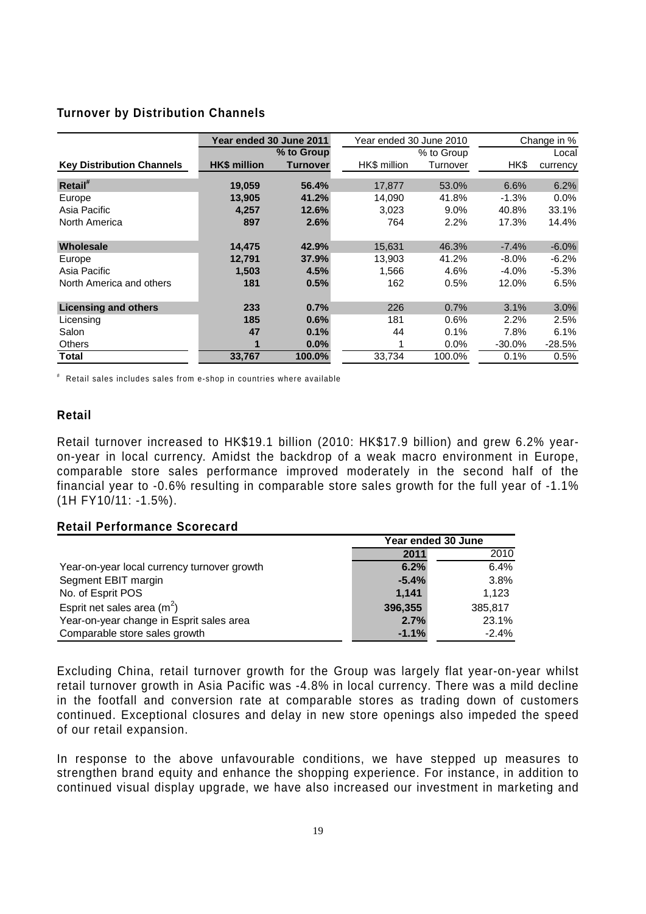## Turnover by Distribution Channels

| Key Distribution Channels | Year ended 30 June 2011 | | Year ended 30 June 2010 | | Change in % | |
|---|---|---|---|---|---|---|
| | HK$ million | % to Group Turnover | HK$ million | % to Group Turnover | HK$ | Local currency |
| **Retail[#]** | **19,059** | **56.4%** | 17,877 | 53.0% | 6.6% | 6.2% |
| Europe | **13,905** | **41.2%** | 14,090 | 41.8% | -1.3% | 0.0% |
| Asia Pacific | **4,257** | **12.6%** | 3,023 | 9.0% | 40.8% | 33.1% |
| North America | **897** | **2.6%** | 764 | 2.2% | 17.3% | 14.4% |
| **Wholesale** | **14,475** | **42.9%** | 15,631 | 46.3% | -7.4% | -6.0% |
| Europe | **12,791** | **37.9%** | 13,903 | 41.2% | -8.0% | -6.2% |
| Asia Pacific | **1,503** | **4.5%** | 1,566 | 4.6% | -4.0% | -5.3% |
| North America and others | **181** | **0.5%** | 162 | 0.5% | 12.0% | 6.5% |
| **Licensing and others** | **233** | **0.7%** | 226 | 0.7% | 3.1% | 3.0% |
| Licensing | **185** | **0.6%** | 181 | 0.6% | 2.2% | 2.5% |
| Salon | **47** | **0.1%** | 44 | 0.1% | 7.8% | 6.1% |
| Others | **1** | **0.0%** | 1 | 0.0% | -30.0% | -28.5% |
| **Total** | **33,767** | **100.0%** | 33,734 | 100.0% | 0.1% | 0.5% |

[#] Retail sales includes sales from e-shop in countries where available

## Retail

Retail turnover increased to HK$19.1 billion (2010: HK$17.9 billion) and grew 6.2% year-on-year in local currency. Amidst the backdrop of a weak macro environment in Europe, comparable store sales performance improved moderately in the second half of the financial year to -0.6% resulting in comparable store sales growth for the full year of -1.1% (1H FY10/11: -1.5%).

### Retail Performance Scorecard

| | Year ended 30 June | |
|---|---|---|
| | **2011** | 2010 |
| Year-on-year local currency turnover growth | **6.2%** | 6.4% |
| Segment EBIT margin | **-5.4%** | 3.8% |
| No. of Esprit POS | **1,141** | 1,123 |
| Esprit net sales area ($m^2$) | **396,355** | 385,817 |
| Year-on-year change in Esprit sales area | **2.7%** | 23.1% |
| Comparable store sales growth | **-1.1%** | -2.4% |

Excluding China, retail turnover growth for the Group was largely flat year-on-year whilst retail turnover growth in Asia Pacific was -4.8% in local currency. There was a mild decline in the footfall and conversion rate at comparable stores as trading down of customers continued. Exceptional closures and delay in new store openings also impeded the speed of our retail expansion.

In response to the above unfavourable conditions, we have stepped up measures to strengthen brand equity and enhance the shopping experience. For instance, in addition to continued visual display upgrade, we have also increased our investment in marketing and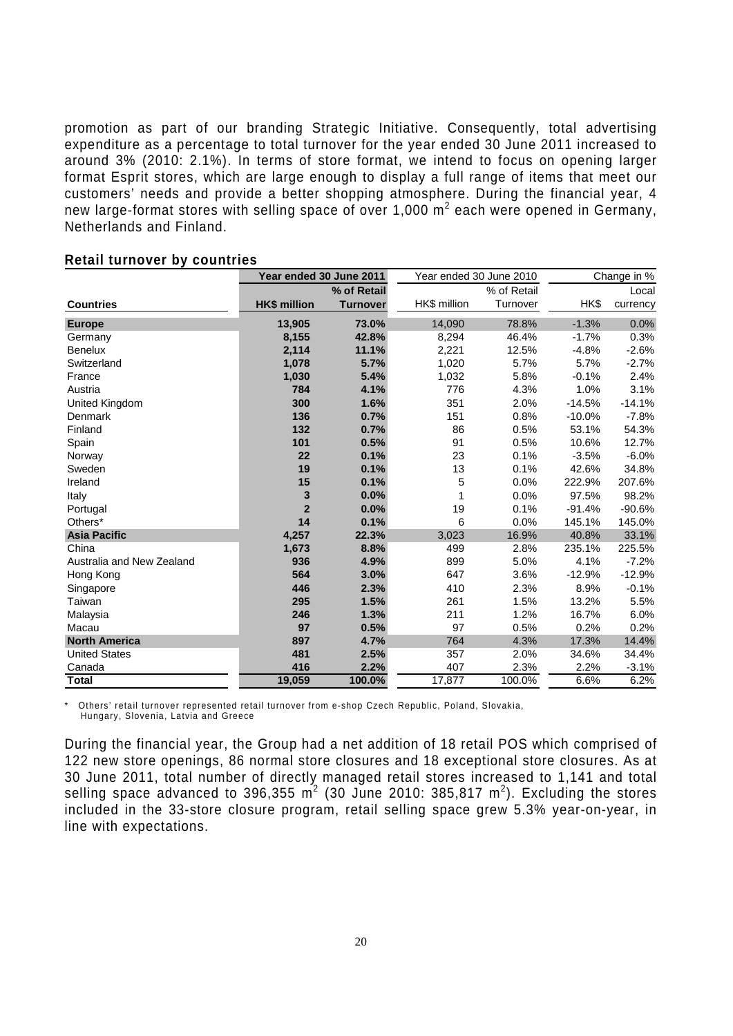promotion as part of our branding Strategic Initiative. Consequently, total advertising expenditure as a percentage to total turnover for the year ended 30 June 2011 increased to around 3% (2010: 2.1%). In terms of store format, we intend to focus on opening larger format Esprit stores, which are large enough to display a full range of items that meet our customers' needs and provide a better shopping atmosphere. During the financial year, 4 new large-format stores with selling space of over 1,000 $m^2$ each were opened in Germany, Netherlands and Finland.

## Retail turnover by countries

| Countries | Year ended 30 June 2011 | | Year ended 30 June 2010 | | Change in % | |
|---|---|---|---|---|---|---|
| | HK$ million | % of Retail Turnover | HK$ million | % of Retail Turnover | HK$ | Local currency |
| **Europe** | **13,905** | **73.0%** | 14,090 | 78.8% | -1.3% | 0.0% |
| Germany | **8,155** | **42.8%** | 8,294 | 46.4% | -1.7% | 0.3% |
| Benelux | **2,114** | **11.1%** | 2,221 | 12.5% | -4.8% | -2.6% |
| Switzerland | **1,078** | **5.7%** | 1,020 | 5.7% | 5.7% | -2.7% |
| France | **1,030** | **5.4%** | 1,032 | 5.8% | -0.1% | 2.4% |
| Austria | **784** | **4.1%** | 776 | 4.3% | 1.0% | 3.1% |
| United Kingdom | **300** | **1.6%** | 351 | 2.0% | -14.5% | -14.1% |
| Denmark | **136** | **0.7%** | 151 | 0.8% | -10.0% | -7.8% |
| Finland | **132** | **0.7%** | 86 | 0.5% | 53.1% | 54.3% |
| Spain | **101** | **0.5%** | 91 | 0.5% | 10.6% | 12.7% |
| Norway | **22** | **0.1%** | 23 | 0.1% | -3.5% | -6.0% |
| Sweden | **19** | **0.1%** | 13 | 0.1% | 42.6% | 34.8% |
| Ireland | **15** | **0.1%** | 5 | 0.0% | 222.9% | 207.6% |
| Italy | **3** | **0.0%** | 1 | 0.0% | 97.5% | 98.2% |
| Portugal | **2** | **0.0%** | 19 | 0.1% | -91.4% | -90.6% |
| Others* | **14** | **0.1%** | 6 | 0.0% | 145.1% | 145.0% |
| **Asia Pacific** | **4,257** | **22.3%** | 3,023 | 16.9% | 40.8% | 33.1% |
| China | **1,673** | **8.8%** | 499 | 2.8% | 235.1% | 225.5% |
| Australia and New Zealand | **936** | **4.9%** | 899 | 5.0% | 4.1% | -7.2% |
| Hong Kong | **564** | **3.0%** | 647 | 3.6% | -12.9% | -12.9% |
| Singapore | **446** | **2.3%** | 410 | 2.3% | 8.9% | -0.1% |
| Taiwan | **295** | **1.5%** | 261 | 1.5% | 13.2% | 5.5% |
| Malaysia | **246** | **1.3%** | 211 | 1.2% | 16.7% | 6.0% |
| Macau | **97** | **0.5%** | 97 | 0.5% | 0.2% | 0.2% |
| **North America** | **897** | **4.7%** | 764 | 4.3% | 17.3% | 14.4% |
| United States | **481** | **2.5%** | 357 | 2.0% | 34.6% | 34.4% |
| Canada | **416** | **2.2%** | 407 | 2.3% | 2.2% | -3.1% |
| **Total** | **19,059** | **100.0%** | 17,877 | 100.0% | 6.6% | 6.2% |

\* Others' retail turnover represented retail turnover from e-shop Czech Republic, Poland, Slovakia, Hungary, Slovenia, Latvia and Greece

During the financial year, the Group had a net addition of 18 retail POS which comprised of 122 new store openings, 86 normal store closures and 18 exceptional store closures. As at 30 June 2011, total number of directly managed retail stores increased to 1,141 and total selling space advanced to 396,355 $m^2$ (30 June 2010: 385,817 $m^2$). Excluding the stores included in the 33-store closure program, retail selling space grew 5.3% year-on-year, in line with expectations.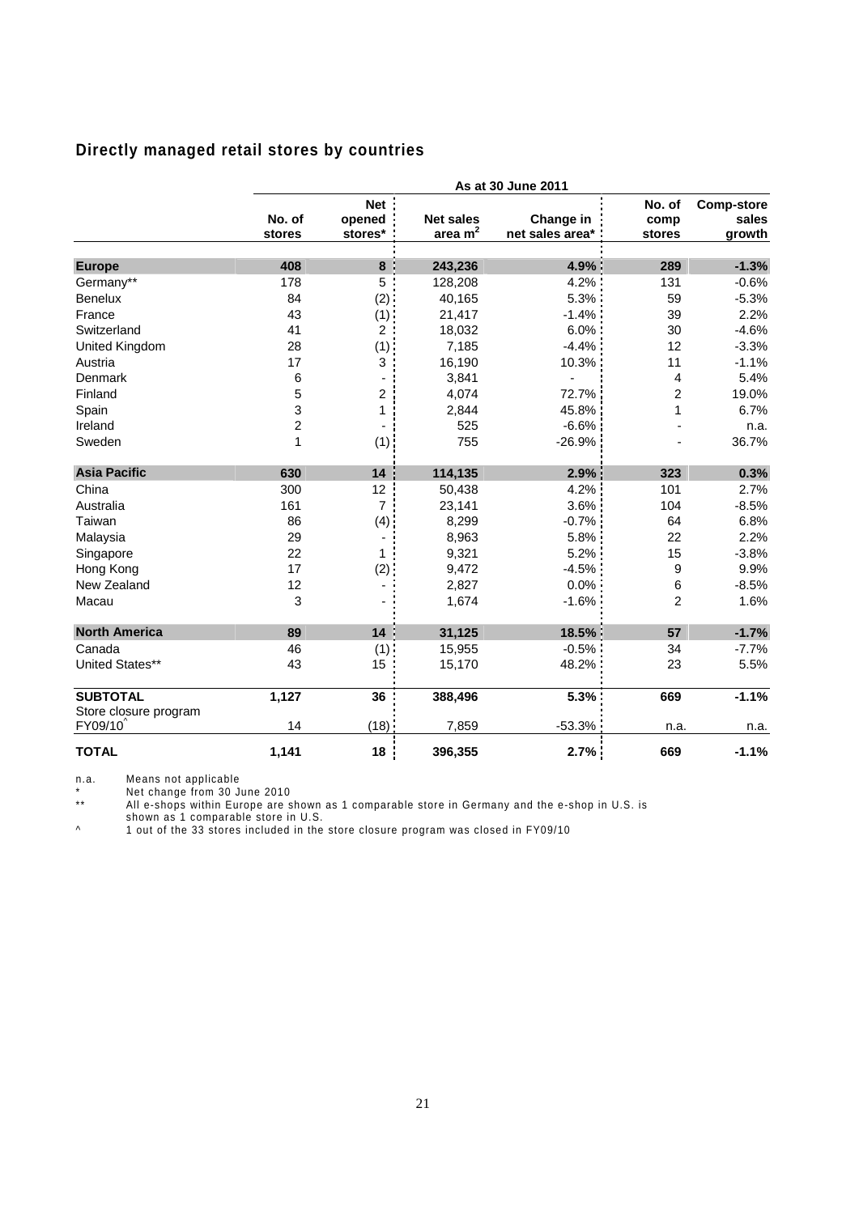## Directly managed retail stores by countries

| | As at 30 June 2011 | | | | | |
|---|---|---|---|---|---|---|
| | No. of stores | Net opened stores* | Net sales area m$^2$ | Change in net sales area* | No. of comp stores | Comp-store sales growth |
| **Europe** | **408** | **8** | **243,236** | **4.9%** | **289** | **-1.3%** |
| Germany** | 178 | 5 | 128,208 | 4.2% | 131 | -0.6% |
| Benelux | 84 | (2) | 40,165 | 5.3% | 59 | -5.3% |
| France | 43 | (1) | 21,417 | -1.4% | 39 | 2.2% |
| Switzerland | 41 | 2 | 18,032 | 6.0% | 30 | -4.6% |
| United Kingdom | 28 | (1) | 7,185 | -4.4% | 12 | -3.3% |
| Austria | 17 | 3 | 16,190 | 10.3% | 11 | -1.1% |
| Denmark | 6 | - | 3,841 | - | 4 | 5.4% |
| Finland | 5 | 2 | 4,074 | 72.7% | 2 | 19.0% |
| Spain | 3 | 1 | 2,844 | 45.8% | 1 | 6.7% |
| Ireland | 2 | - | 525 | -6.6% | - | n.a. |
| Sweden | 1 | (1) | 755 | -26.9% | - | 36.7% |
| **Asia Pacific** | **630** | **14** | **114,135** | **2.9%** | **323** | **0.3%** |
| China | 300 | 12 | 50,438 | 4.2% | 101 | 2.7% |
| Australia | 161 | 7 | 23,141 | 3.6% | 104 | -8.5% |
| Taiwan | 86 | (4) | 8,299 | -0.7% | 64 | 6.8% |
| Malaysia | 29 | - | 8,963 | 5.8% | 22 | 2.2% |
| Singapore | 22 | 1 | 9,321 | 5.2% | 15 | -3.8% |
| Hong Kong | 17 | (2) | 9,472 | -4.5% | 9 | 9.9% |
| New Zealand | 12 | - | 2,827 | 0.0% | 6 | -8.5% |
| Macau | 3 | - | 1,674 | -1.6% | 2 | 1.6% |
| **North America** | **89** | **14** | **31,125** | **18.5%** | **57** | **-1.7%** |
| Canada | 46 | (1) | 15,955 | -0.5% | 34 | -7.7% |
| United States** | 43 | 15 | 15,170 | 48.2% | 23 | 5.5% |
| **SUBTOTAL** | **1,127** | **36** | **388,496** | **5.3%** | **669** | **-1.1%** |
| Store closure program FY09/10^ | 14 | (18) | 7,859 | -53.3% | n.a. | n.a. |
| **TOTAL** | **1,141** | **18** | **396,355** | **2.7%** | **669** | **-1.1%** |

n.a. Means not applicable

\* Net change from 30 June 2010

** All e-shops within Europe are shown as 1 comparable store in Germany and the e-shop in U.S. is shown as 1 comparable store in U.S.

^ 1 out of the 33 stores included in the store closure program was closed in FY09/10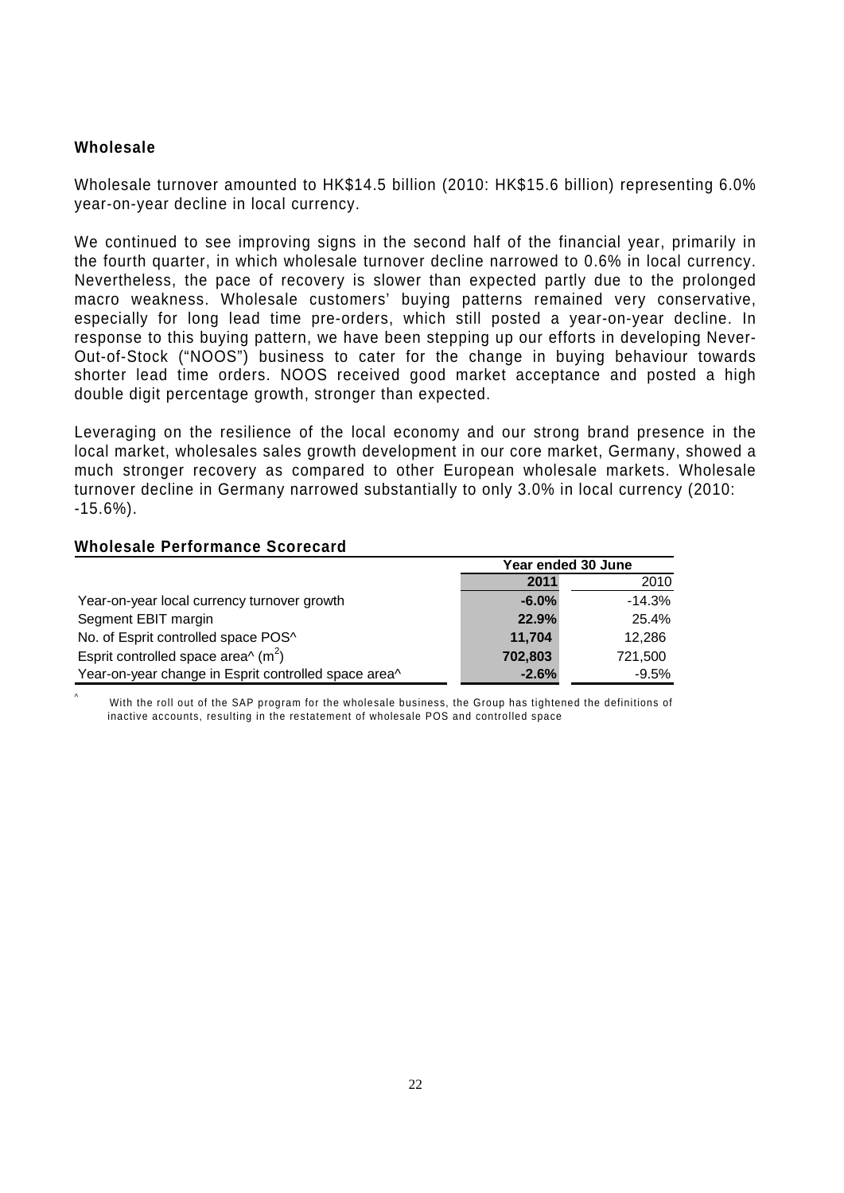## Wholesale

Wholesale turnover amounted to HK$14.5 billion (2010: HK$15.6 billion) representing 6.0% year-on-year decline in local currency.

We continued to see improving signs in the second half of the financial year, primarily in the fourth quarter, in which wholesale turnover decline narrowed to 0.6% in local currency. Nevertheless, the pace of recovery is slower than expected partly due to the prolonged macro weakness. Wholesale customers' buying patterns remained very conservative, especially for long lead time pre-orders, which still posted a year-on-year decline. In response to this buying pattern, we have been stepping up our efforts in developing Never-Out-of-Stock ("NOOS") business to cater for the change in buying behaviour towards shorter lead time orders. NOOS received good market acceptance and posted a high double digit percentage growth, stronger than expected.

Leveraging on the resilience of the local economy and our strong brand presence in the local market, wholesales sales growth development in our core market, Germany, showed a much stronger recovery as compared to other European wholesale markets. Wholesale turnover decline in Germany narrowed substantially to only 3.0% in local currency (2010: -15.6%).

### Wholesale Performance Scorecard

| | Year ended 30 June | |
|---|---|---|
| | **2011** | 2010 |
| Year-on-year local currency turnover growth | **-6.0%** | -14.3% |
| Segment EBIT margin | **22.9%** | 25.4% |
| No. of Esprit controlled space POS^ | **11,704** | 12,286 |
| Esprit controlled space area^ ($m^2$) | **702,803** | 721,500 |
| Year-on-year change in Esprit controlled space area^ | **-2.6%** | -9.5% |

^ With the roll out of the SAP program for the wholesale business, the Group has tightened the definitions of inactive accounts, resulting in the restatement of wholesale POS and controlled space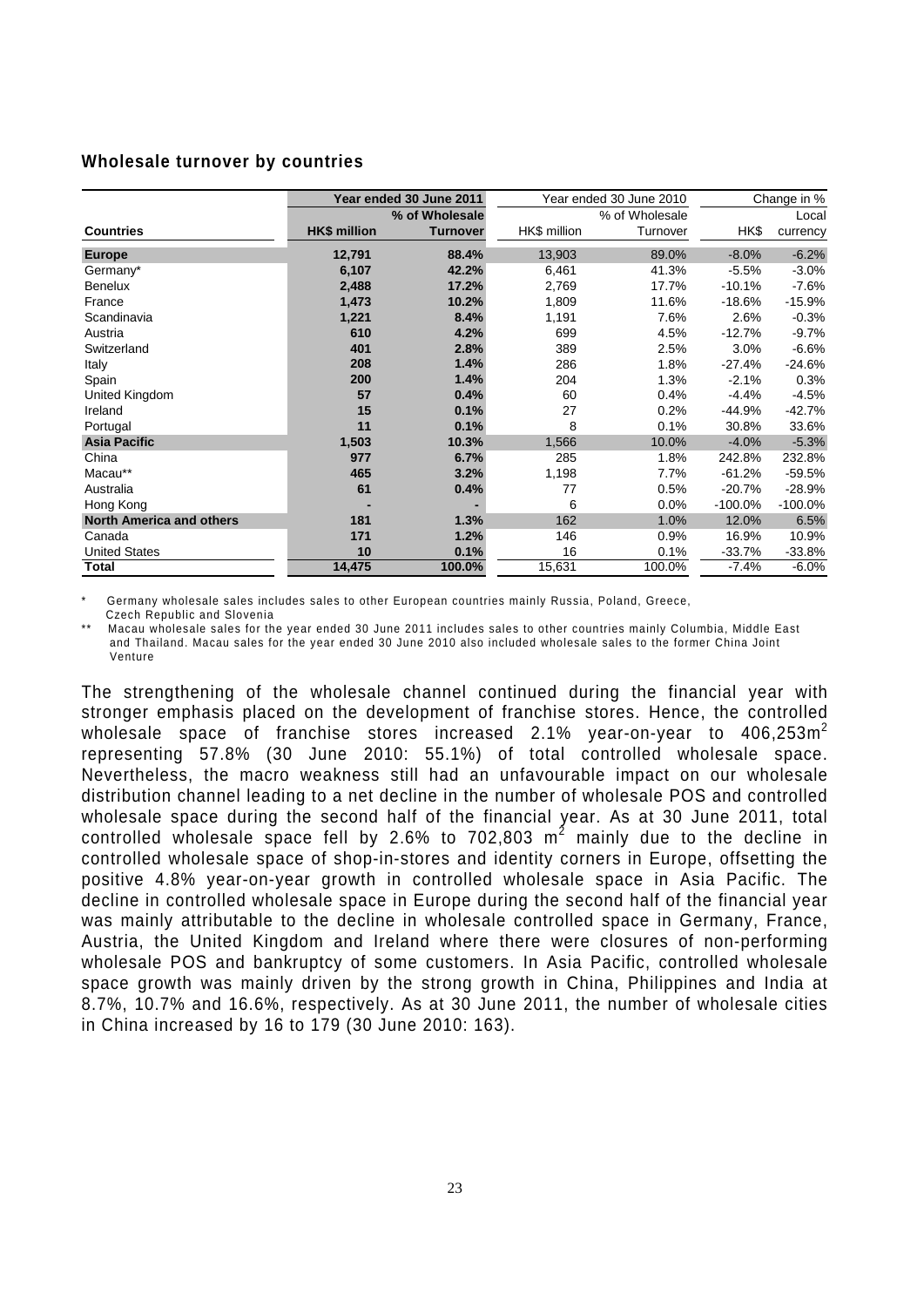### Wholesale turnover by countries

| | Year ended 30 June 2011 | | Year ended 30 June 2010 | | Change in % | |
|---|---|---|---|---|---|---|
| | | % of Wholesale | | % of Wholesale | | Local |
| **Countries** | **HK$ million** | **Turnover** | HK$ million | Turnover | HK$ | currency |
| **Europe** | **12,791** | **88.4%** | 13,903 | 89.0% | -8.0% | -6.2% |
| Germany* | **6,107** | **42.2%** | 6,461 | 41.3% | -5.5% | -3.0% |
| Benelux | **2,488** | **17.2%** | 2,769 | 17.7% | -10.1% | -7.6% |
| France | **1,473** | **10.2%** | 1,809 | 11.6% | -18.6% | -15.9% |
| Scandinavia | **1,221** | **8.4%** | 1,191 | 7.6% | 2.6% | -0.3% |
| Austria | **610** | **4.2%** | 699 | 4.5% | -12.7% | -9.7% |
| Switzerland | **401** | **2.8%** | 389 | 2.5% | 3.0% | -6.6% |
| Italy | **208** | **1.4%** | 286 | 1.8% | -27.4% | -24.6% |
| Spain | **200** | **1.4%** | 204 | 1.3% | -2.1% | 0.3% |
| United Kingdom | **57** | **0.4%** | 60 | 0.4% | -4.4% | -4.5% |
| Ireland | **15** | **0.1%** | 27 | 0.2% | -44.9% | -42.7% |
| Portugal | **11** | **0.1%** | 8 | 0.1% | 30.8% | 33.6% |
| **Asia Pacific** | **1,503** | **10.3%** | 1,566 | 10.0% | -4.0% | -5.3% |
| China | **977** | **6.7%** | 285 | 1.8% | 242.8% | 232.8% |
| Macau** | **465** | **3.2%** | 1,198 | 7.7% | -61.2% | -59.5% |
| Australia | **61** | **0.4%** | 77 | 0.5% | -20.7% | -28.9% |
| Hong Kong | **-** | **-** | 6 | 0.0% | -100.0% | -100.0% |
| **North America and others** | **181** | **1.3%** | 162 | 1.0% | 12.0% | 6.5% |
| Canada | **171** | **1.2%** | 146 | 0.9% | 16.9% | 10.9% |
| United States | **10** | **0.1%** | 16 | 0.1% | -33.7% | -33.8% |
| **Total** | **14,475** | **100.0%** | 15,631 | 100.0% | -7.4% | -6.0% |

\* Germany wholesale sales includes sales to other European countries mainly Russia, Poland, Greece, Czech Republic and Slovenia

\*\* Macau wholesale sales for the year ended 30 June 2011 includes sales to other countries mainly Columbia, Middle East and Thailand. Macau sales for the year ended 30 June 2010 also included wholesale sales to the former China Joint Venture

The strengthening of the wholesale channel continued during the financial year with stronger emphasis placed on the development of franchise stores. Hence, the controlled wholesale space of franchise stores increased 2.1% year-on-year to 406,253m$^2$ representing 57.8% (30 June 2010: 55.1%) of total controlled wholesale space. Nevertheless, the macro weakness still had an unfavourable impact on our wholesale distribution channel leading to a net decline in the number of wholesale POS and controlled wholesale space during the second half of the financial year. As at 30 June 2011, total controlled wholesale space fell by 2.6% to 702,803 m$^2$ mainly due to the decline in controlled wholesale space of shop-in-stores and identity corners in Europe, offsetting the positive 4.8% year-on-year growth in controlled wholesale space in Asia Pacific. The decline in controlled wholesale space in Europe during the second half of the financial year was mainly attributable to the decline in wholesale controlled space in Germany, France, Austria, the United Kingdom and Ireland where there were closures of non-performing wholesale POS and bankruptcy of some customers. In Asia Pacific, controlled wholesale space growth was mainly driven by the strong growth in China, Philippines and India at 8.7%, 10.7% and 16.6%, respectively. As at 30 June 2011, the number of wholesale cities in China increased by 16 to 179 (30 June 2010: 163).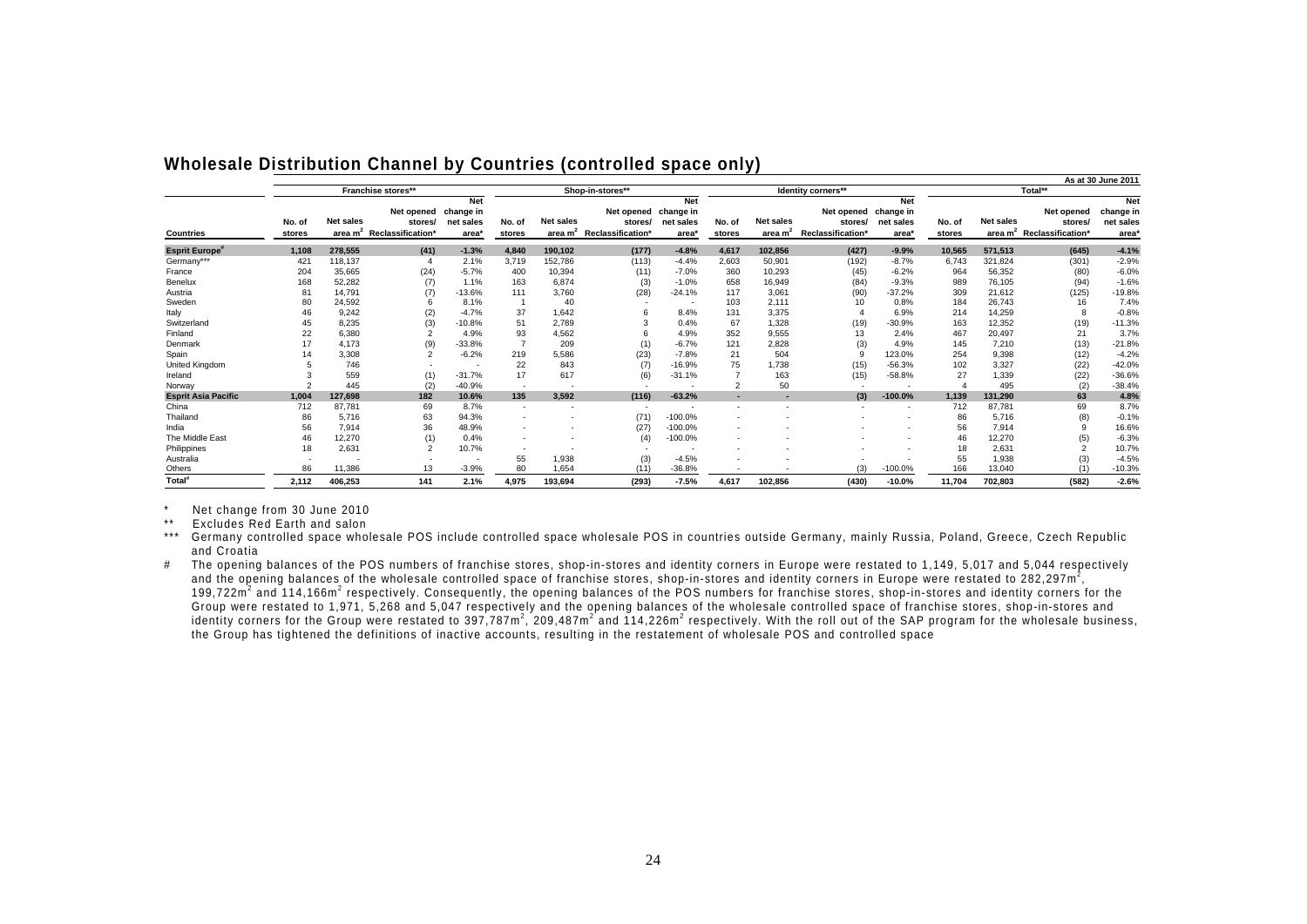## Wholesale Distribution Channel by Countries (controlled space only)

As at 30 June 2011

| | Franchise stores** | | | | Shop-in-stores** | | | | Identity corners** | | | | Total** | | | |
|---|---|---|---|---|---|---|---|---|---|---|---|---|---|---|---|---|
| Countries | No. of stores | Net sales area m² | Net opened stores/ Reclassification* | Net change in net sales area* | No. of stores | Net sales area m² | Net opened stores/ Reclassification* | Net change in net sales area* | No. of stores | Net sales area m² | Net opened stores/ Reclassification* | Net change in net sales area* | No. of stores | Net sales area m² | Net opened stores/ Reclassification* | Net change in net sales area* |
| **Esprit Europe#** | **1,108** | **278,555** | **(41)** | **-1.3%** | **4,840** | **190,102** | **(177)** | **-4.8%** | **4,617** | **102,856** | **(427)** | **-9.9%** | **10,565** | **571,513** | **(645)** | **-4.1%** |
| Germany*** | 421 | 118,137 | 4 | 2.1% | 3,719 | 152,786 | (113) | -4.4% | 2,603 | 50,901 | (192) | -8.7% | 6,743 | 321,824 | (301) | -2.9% |
| France | 204 | 35,665 | (24) | -5.7% | 400 | 10,394 | (11) | -7.0% | 360 | 10,293 | (45) | -6.2% | 964 | 56,352 | (80) | -6.0% |
| Benelux | 168 | 52,282 | (7) | 1.1% | 163 | 6,874 | (3) | -1.0% | 658 | 16,949 | (84) | -9.3% | 989 | 76,105 | (94) | -1.6% |
| Austria | 81 | 14,791 | (7) | -13.6% | 111 | 3,760 | (28) | -24.1% | 117 | 3,061 | (90) | -37.2% | 309 | 21,612 | (125) | -19.8% |
| Sweden | 80 | 24,592 | 6 | 8.1% | 1 | 40 | - | - | 103 | 2,111 | 10 | 0.8% | 184 | 26,743 | 16 | 7.4% |
| Italy | 46 | 9,242 | (2) | -4.7% | 37 | 1,642 | 6 | 8.4% | 131 | 3,375 | 4 | 6.9% | 214 | 14,259 | 8 | -0.8% |
| Switzerland | 45 | 8,235 | (3) | -10.8% | 51 | 2,789 | 3 | 0.4% | 67 | 1,328 | (19) | -30.9% | 163 | 12,352 | (19) | -11.3% |
| Finland | 22 | 6,380 | 2 | 4.9% | 93 | 4,562 | 6 | 4.9% | 352 | 9,555 | 13 | 2.4% | 467 | 20,497 | 21 | 3.7% |
| Denmark | 17 | 4,173 | (9) | -33.8% | 7 | 209 | (1) | -6.7% | 121 | 2,828 | (3) | 4.9% | 145 | 7,210 | (13) | -21.8% |
| Spain | 14 | 3,308 | 2 | -6.2% | 219 | 5,586 | (23) | -7.8% | 21 | 504 | 9 | 123.0% | 254 | 9,398 | (12) | -4.2% |
| United Kingdom | 5 | 746 | - | - | 22 | 843 | (7) | -16.9% | 75 | 1,738 | (15) | -56.3% | 102 | 3,327 | (22) | -42.0% |
| Ireland | 3 | 559 | (1) | -31.7% | 17 | 617 | (6) | -31.1% | 7 | 163 | (15) | -58.8% | 27 | 1,339 | (22) | -36.6% |
| Norway | 2 | 445 | (2) | -40.9% | - | - | - | - | 2 | 50 | - | - | 4 | 495 | (2) | -38.4% |
| **Esprit Asia Pacific** | **1,004** | **127,698** | **182** | **10.6%** | **135** | **3,592** | **(116)** | **-63.2%** | **-** | **-** | **(3)** | **-100.0%** | **1,139** | **131,290** | **63** | **4.8%** |
| China | 712 | 87,781 | 69 | 8.7% | - | - | - | - | - | - | - | - | 712 | 87,781 | 69 | 8.7% |
| Thailand | 86 | 5,716 | 63 | 94.3% | - | - | (71) | -100.0% | - | - | - | - | 86 | 5,716 | (8) | -0.1% |
| India | 56 | 7,914 | 36 | 48.9% | - | - | (27) | -100.0% | - | - | - | - | 56 | 7,914 | 9 | 16.6% |
| The Middle East | 46 | 12,270 | (1) | 0.4% | - | - | (4) | -100.0% | - | - | - | - | 46 | 12,270 | (5) | -6.3% |
| Philippines | 18 | 2,631 | 2 | 10.7% | - | - | - | - | - | - | - | - | 18 | 2,631 | 2 | 10.7% |
| Australia | - | - | - | - | 55 | 1,938 | (3) | -4.5% | - | - | - | - | 55 | 1,938 | (3) | -4.5% |
| Others | 86 | 11,386 | 13 | -3.9% | 80 | 1,654 | (11) | -36.8% | - | - | (3) | -100.0% | 166 | 13,040 | (1) | -10.3% |
| **Total#** | **2,112** | **406,253** | **141** | **2.1%** | **4,975** | **193,694** | **(293)** | **-7.5%** | **4,617** | **102,856** | **(430)** | **-10.0%** | **11,704** | **702,803** | **(582)** | **-2.6%** |

\* Net change from 30 June 2010

\*\* Excludes Red Earth and salon

\*\*\* Germany controlled space wholesale POS include controlled space wholesale POS in countries outside Germany, mainly Russia, Poland, Greece, Czech Republic and Croatia

\# The opening balances of the POS numbers of franchise stores, shop-in-stores and identity corners in Europe were restated to 1,149, 5,017 and 5,044 respectively and the opening balances of the wholesale controlled space of franchise stores, shop-in-stores and identity corners in Europe were restated to 282,297m², 199,722m² and 114,166m² respectively. Consequently, the opening balances of the POS numbers for franchise stores, shop-in-stores and identity corners for the Group were restated to 1,971, 5,268 and 5,047 respectively and the opening balances of the wholesale controlled space of franchise stores, shop-in-stores and identity corners for the Group were restated to 397,787m², 209,487m² and 114,226m² respectively. With the roll out of the SAP program for the wholesale business, the Group has tightened the definitions of inactive accounts, resulting in the restatement of wholesale POS and controlled space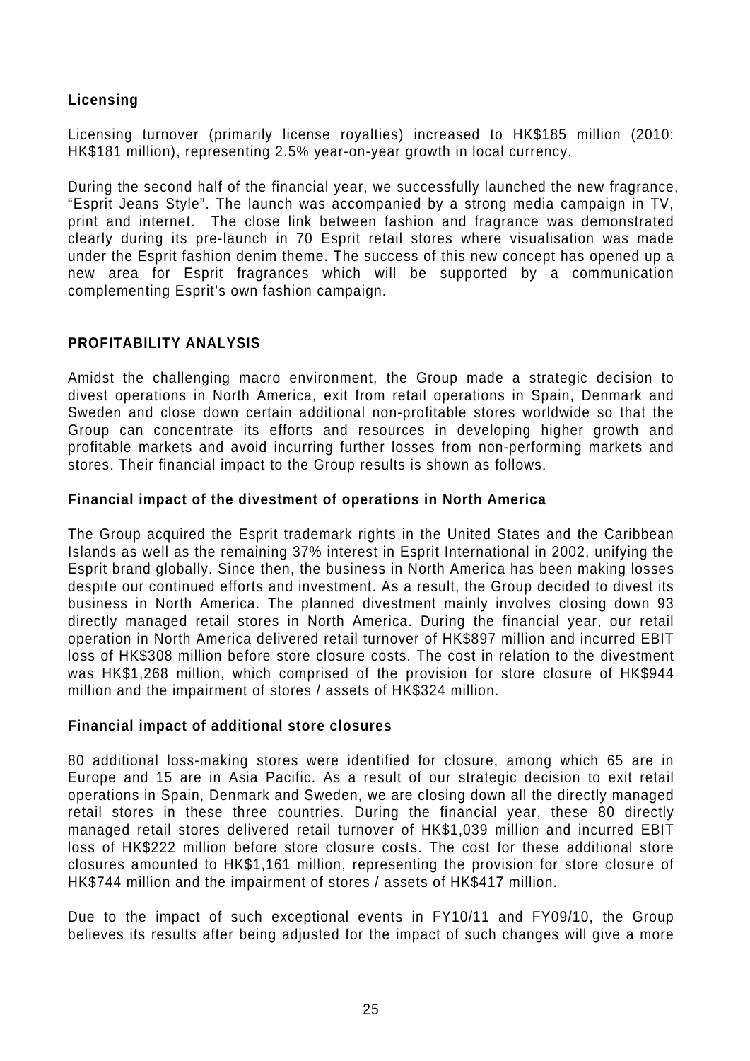### Licensing

Licensing turnover (primarily license royalties) increased to HK$185 million (2010: HK$181 million), representing 2.5% year-on-year growth in local currency.

During the second half of the financial year, we successfully launched the new fragrance, "Esprit Jeans Style". The launch was accompanied by a strong media campaign in TV, print and internet. The close link between fashion and fragrance was demonstrated clearly during its pre-launch in 70 Esprit retail stores where visualisation was made under the Esprit fashion denim theme. The success of this new concept has opened up a new area for Esprit fragrances which will be supported by a communication complementing Esprit's own fashion campaign.

## PROFITABILITY ANALYSIS

Amidst the challenging macro environment, the Group made a strategic decision to divest operations in North America, exit from retail operations in Spain, Denmark and Sweden and close down certain additional non-profitable stores worldwide so that the Group can concentrate its efforts and resources in developing higher growth and profitable markets and avoid incurring further losses from non-performing markets and stores. Their financial impact to the Group results is shown as follows.

### Financial impact of the divestment of operations in North America

The Group acquired the Esprit trademark rights in the United States and the Caribbean Islands as well as the remaining 37% interest in Esprit International in 2002, unifying the Esprit brand globally. Since then, the business in North America has been making losses despite our continued efforts and investment. As a result, the Group decided to divest its business in North America. The planned divestment mainly involves closing down 93 directly managed retail stores in North America. During the financial year, our retail operation in North America delivered retail turnover of HK$897 million and incurred EBIT loss of HK$308 million before store closure costs. The cost in relation to the divestment was HK$1,268 million, which comprised of the provision for store closure of HK$944 million and the impairment of stores / assets of HK$324 million.

### Financial impact of additional store closures

80 additional loss-making stores were identified for closure, among which 65 are in Europe and 15 are in Asia Pacific. As a result of our strategic decision to exit retail operations in Spain, Denmark and Sweden, we are closing down all the directly managed retail stores in these three countries. During the financial year, these 80 directly managed retail stores delivered retail turnover of HK$1,039 million and incurred EBIT loss of HK$222 million before store closure costs. The cost for these additional store closures amounted to HK$1,161 million, representing the provision for store closure of HK$744 million and the impairment of stores / assets of HK$417 million.

Due to the impact of such exceptional events in FY10/11 and FY09/10, the Group believes its results after being adjusted for the impact of such changes will give a more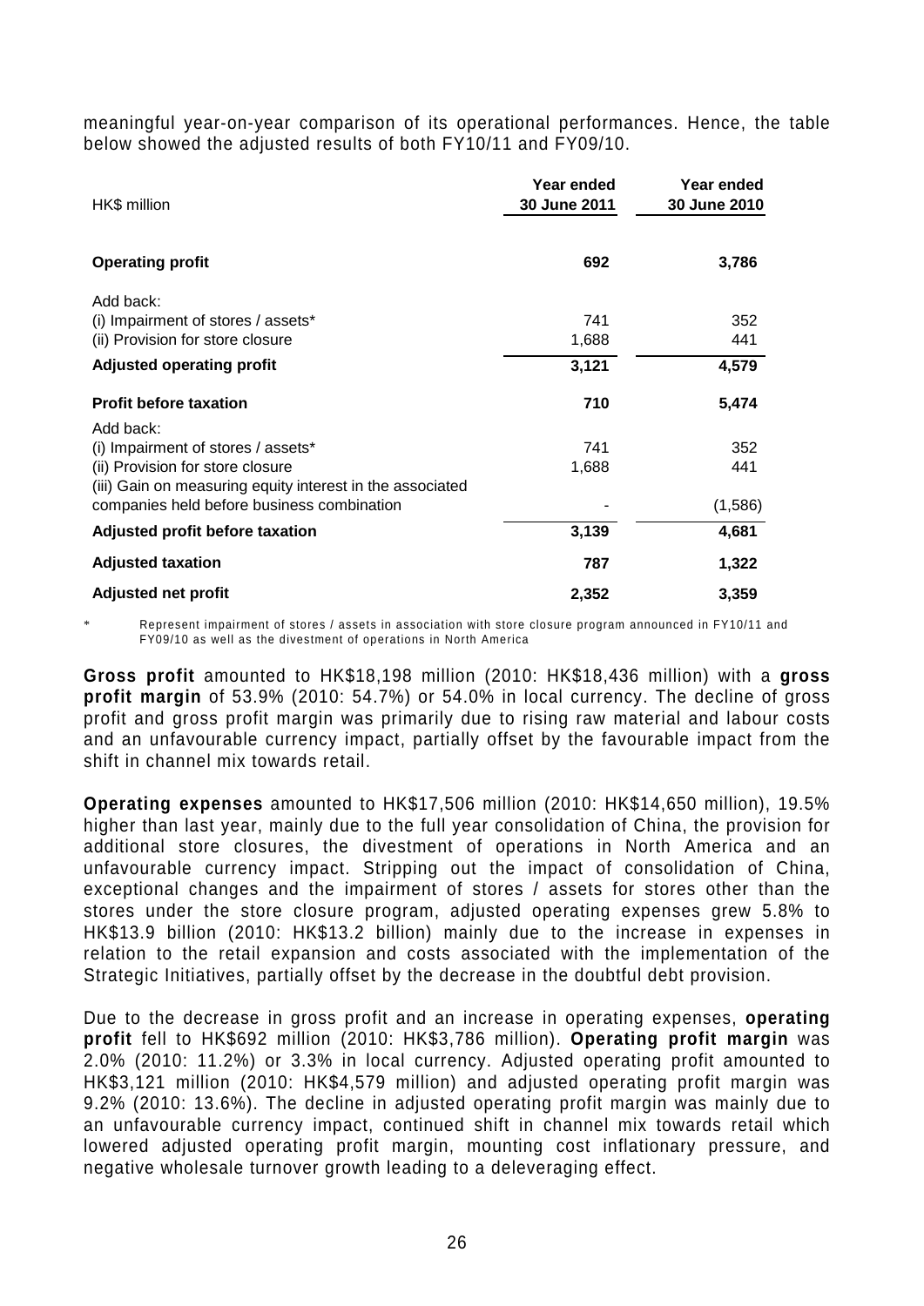meaningful year-on-year comparison of its operational performances. Hence, the table below showed the adjusted results of both FY10/11 and FY09/10.

| HK$ million | Year ended 30 June 2011 | Year ended 30 June 2010 |
|---|---|---|
| **Operating profit** | **692** | **3,786** |
| Add back: | | |
| (i) Impairment of stores / assets* | 741 | 352 |
| (ii) Provision for store closure | 1,688 | 441 |
| **Adjusted operating profit** | **3,121** | **4,579** |
| **Profit before taxation** | **710** | **5,474** |
| Add back: | | |
| (i) Impairment of stores / assets* | 741 | 352 |
| (ii) Provision for store closure | 1,688 | 441 |
| (iii) Gain on measuring equity interest in the associated companies held before business combination | - | (1,586) |
| **Adjusted profit before taxation** | **3,139** | **4,681** |
| **Adjusted taxation** | **787** | **1,322** |
| **Adjusted net profit** | **2,352** | **3,359** |

\* Represent impairment of stores / assets in association with store closure program announced in FY10/11 and FY09/10 as well as the divestment of operations in North America

**Gross profit** amounted to HK$18,198 million (2010: HK$18,436 million) with a **gross profit margin** of 53.9% (2010: 54.7%) or 54.0% in local currency. The decline of gross profit and gross profit margin was primarily due to rising raw material and labour costs and an unfavourable currency impact, partially offset by the favourable impact from the shift in channel mix towards retail.

**Operating expenses** amounted to HK$17,506 million (2010: HK$14,650 million), 19.5% higher than last year, mainly due to the full year consolidation of China, the provision for additional store closures, the divestment of operations in North America and an unfavourable currency impact. Stripping out the impact of consolidation of China, exceptional changes and the impairment of stores / assets for stores other than the stores under the store closure program, adjusted operating expenses grew 5.8% to HK$13.9 billion (2010: HK$13.2 billion) mainly due to the increase in expenses in relation to the retail expansion and costs associated with the implementation of the Strategic Initiatives, partially offset by the decrease in the doubtful debt provision.

Due to the decrease in gross profit and an increase in operating expenses, **operating profit** fell to HK$692 million (2010: HK$3,786 million). **Operating profit margin** was 2.0% (2010: 11.2%) or 3.3% in local currency. Adjusted operating profit amounted to HK$3,121 million (2010: HK$4,579 million) and adjusted operating profit margin was 9.2% (2010: 13.6%). The decline in adjusted operating profit margin was mainly due to an unfavourable currency impact, continued shift in channel mix towards retail which lowered adjusted operating profit margin, mounting cost inflationary pressure, and negative wholesale turnover growth leading to a deleveraging effect.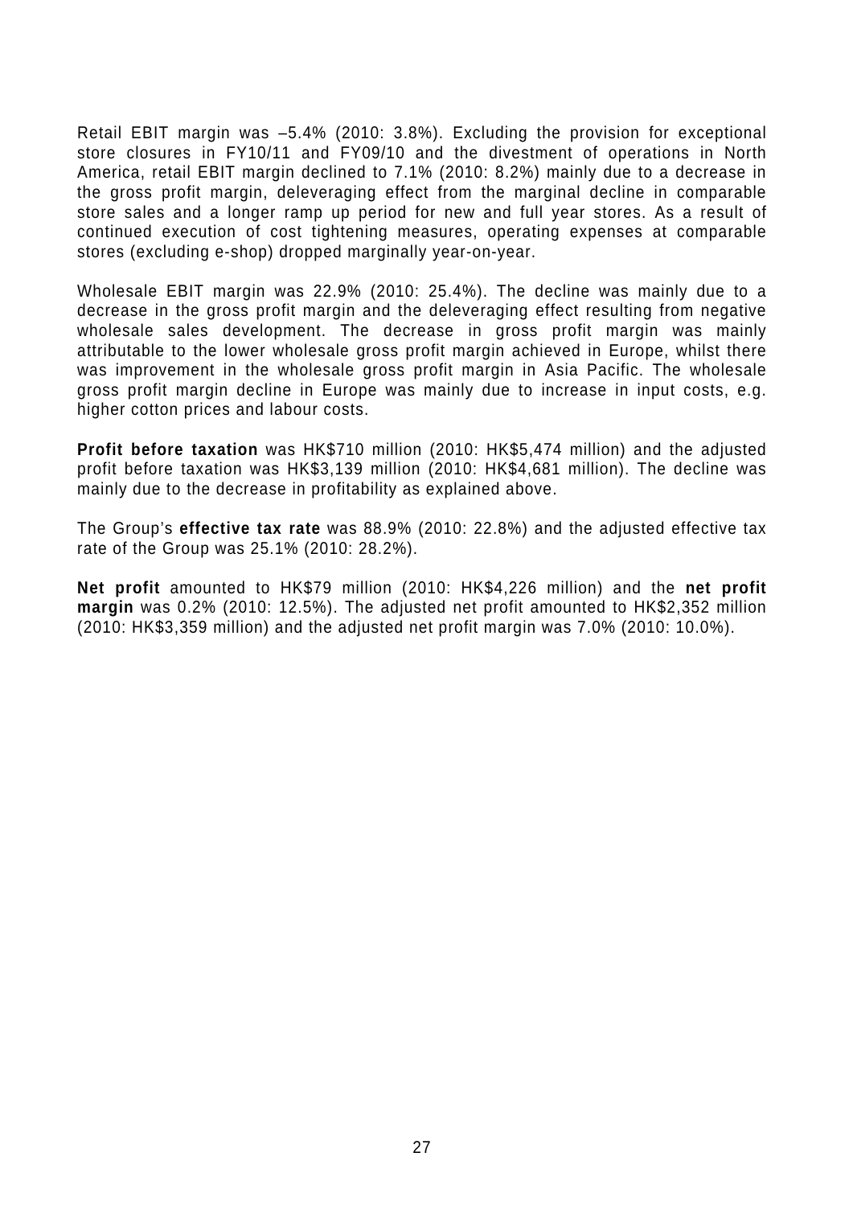Retail EBIT margin was –5.4% (2010: 3.8%). Excluding the provision for exceptional store closures in FY10/11 and FY09/10 and the divestment of operations in North America, retail EBIT margin declined to 7.1% (2010: 8.2%) mainly due to a decrease in the gross profit margin, deleveraging effect from the marginal decline in comparable store sales and a longer ramp up period for new and full year stores. As a result of continued execution of cost tightening measures, operating expenses at comparable stores (excluding e-shop) dropped marginally year-on-year.

Wholesale EBIT margin was 22.9% (2010: 25.4%). The decline was mainly due to a decrease in the gross profit margin and the deleveraging effect resulting from negative wholesale sales development. The decrease in gross profit margin was mainly attributable to the lower wholesale gross profit margin achieved in Europe, whilst there was improvement in the wholesale gross profit margin in Asia Pacific. The wholesale gross profit margin decline in Europe was mainly due to increase in input costs, e.g. higher cotton prices and labour costs.

**Profit before taxation** was HK$710 million (2010: HK$5,474 million) and the adjusted profit before taxation was HK$3,139 million (2010: HK$4,681 million). The decline was mainly due to the decrease in profitability as explained above.

The Group's **effective tax rate** was 88.9% (2010: 22.8%) and the adjusted effective tax rate of the Group was 25.1% (2010: 28.2%).

**Net profit** amounted to HK$79 million (2010: HK$4,226 million) and the **net profit margin** was 0.2% (2010: 12.5%). The adjusted net profit amounted to HK$2,352 million (2010: HK$3,359 million) and the adjusted net profit margin was 7.0% (2010: 10.0%).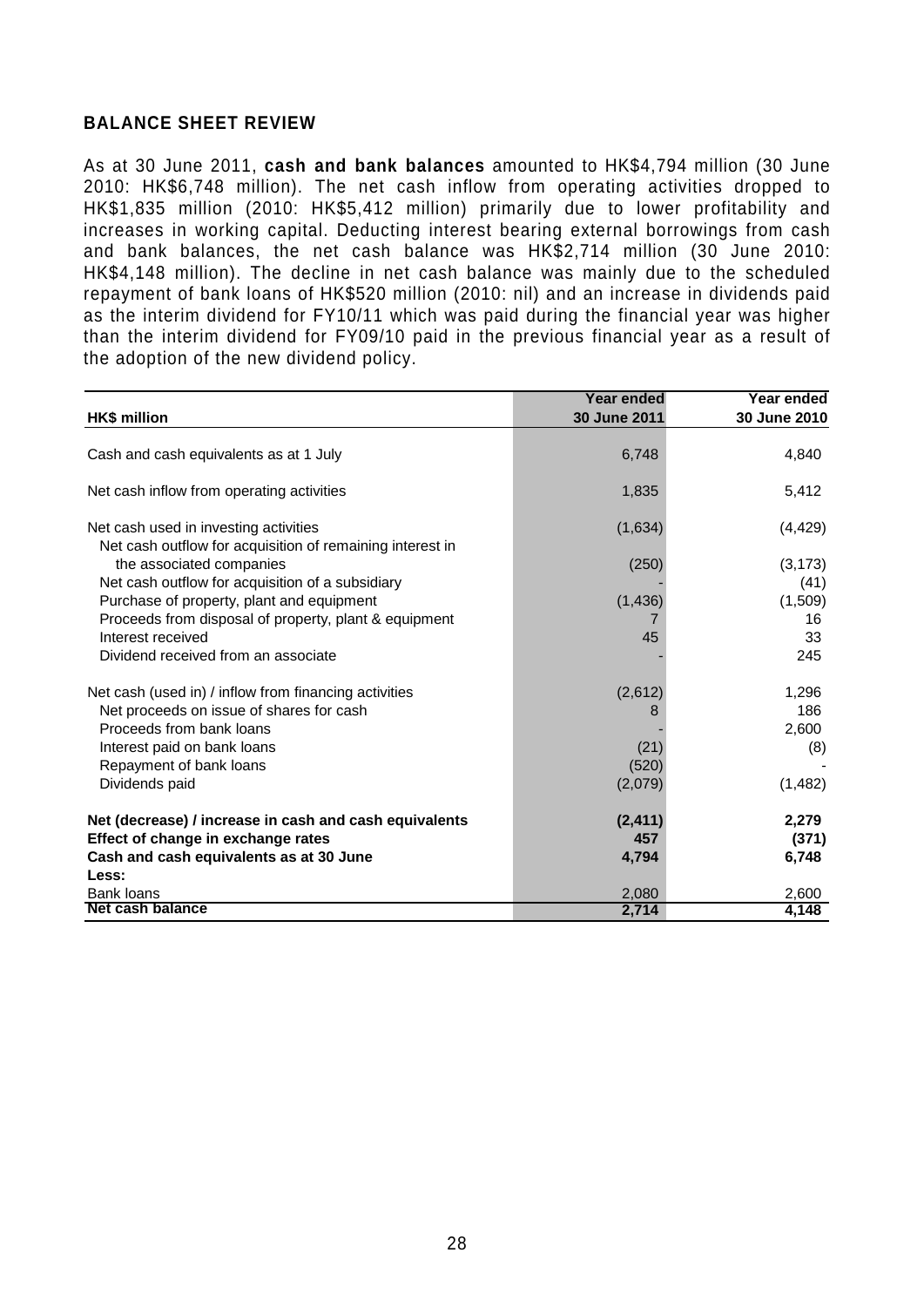## BALANCE SHEET REVIEW

As at 30 June 2011, **cash and bank balances** amounted to HK$4,794 million (30 June 2010: HK$6,748 million). The net cash inflow from operating activities dropped to HK$1,835 million (2010: HK$5,412 million) primarily due to lower profitability and increases in working capital. Deducting interest bearing external borrowings from cash and bank balances, the net cash balance was HK$2,714 million (30 June 2010: HK$4,148 million). The decline in net cash balance was mainly due to the scheduled repayment of bank loans of HK$520 million (2010: nil) and an increase in dividends paid as the interim dividend for FY10/11 which was paid during the financial year was higher than the interim dividend for FY09/10 paid in the previous financial year as a result of the adoption of the new dividend policy.

| **HK$ million** | **Year ended 30 June 2011** | **Year ended 30 June 2010** |
|---|---|---|
| Cash and cash equivalents as at 1 July | 6,748 | 4,840 |
| Net cash inflow from operating activities | 1,835 | 5,412 |
| Net cash used in investing activities | (1,634) | (4,429) |
| Net cash outflow for acquisition of remaining interest in the associated companies | (250) | (3,173) |
| Net cash outflow for acquisition of a subsidiary | - | (41) |
| Purchase of property, plant and equipment | (1,436) | (1,509) |
| Proceeds from disposal of property, plant & equipment | 7 | 16 |
| Interest received | 45 | 33 |
| Dividend received from an associate | - | 245 |
| Net cash (used in) / inflow from financing activities | (2,612) | 1,296 |
| Net proceeds on issue of shares for cash | 8 | 186 |
| Proceeds from bank loans | - | 2,600 |
| Interest paid on bank loans | (21) | (8) |
| Repayment of bank loans | (520) | - |
| Dividends paid | (2,079) | (1,482) |
| **Net (decrease) / increase in cash and cash equivalents** | **(2,411)** | **2,279** |
| **Effect of change in exchange rates** | **457** | **(371)** |
| **Cash and cash equivalents as at 30 June** | **4,794** | **6,748** |
| **Less:** | | |
| Bank loans | 2,080 | 2,600 |
| **Net cash balance** | **2,714** | **4,148** |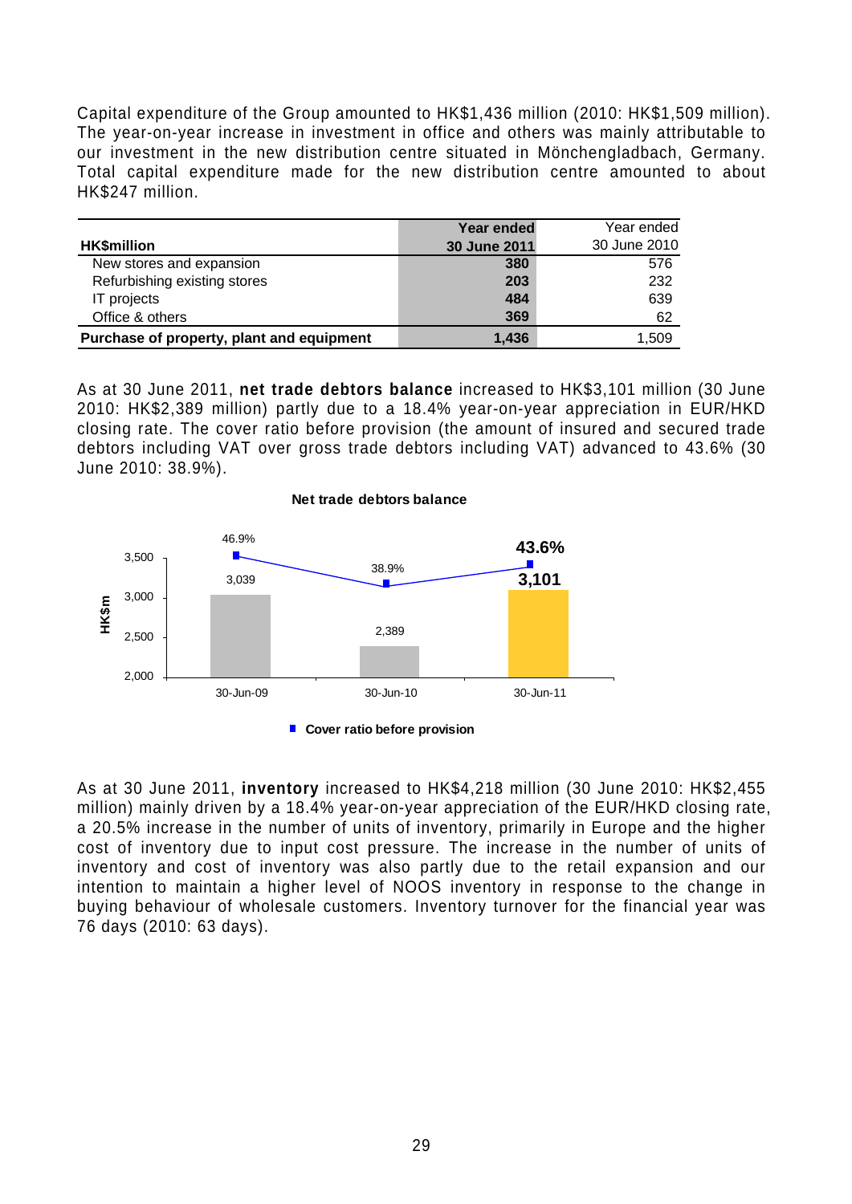Capital expenditure of the Group amounted to HK$1,436 million (2010: HK$1,509 million). The year-on-year increase in investment in office and others was mainly attributable to our investment in the new distribution centre situated in Mönchengladbach, Germany. Total capital expenditure made for the new distribution centre amounted to about HK$247 million.

| HK$million | Year ended 30 June 2011 | Year ended 30 June 2010 |
|---|---|---|
| New stores and expansion | 380 | 576 |
| Refurbishing existing stores | 203 | 232 |
| IT projects | 484 | 639 |
| Office & others | 369 | 62 |
| **Purchase of property, plant and equipment** | **1,436** | 1,509 |

As at 30 June 2011, **net trade debtors balance** increased to HK$3,101 million (30 June 2010: HK$2,389 million) partly due to a 18.4% year-on-year appreciation in EUR/HKD closing rate. The cover ratio before provision (the amount of insured and secured trade debtors including VAT over gross trade debtors including VAT) advanced to 43.6% (30 June 2010: 38.9%).

**Net trade debtors balance**

| | 30-Jun-09 | 30-Jun-10 | 30-Jun-11 |
|---|---|---|---|
| Net trade debtors balance (HK$m) | 3,039 | 2,389 | 3,101 |
| Cover ratio before provision | 46.9% | 38.9% | 43.6% |

As at 30 June 2011, **inventory** increased to HK$4,218 million (30 June 2010: HK$2,455 million) mainly driven by a 18.4% year-on-year appreciation of the EUR/HKD closing rate, a 20.5% increase in the number of units of inventory, primarily in Europe and the higher cost of inventory due to input cost pressure. The increase in the number of units of inventory and cost of inventory was also partly due to the retail expansion and our intention to maintain a higher level of NOOS inventory in response to the change in buying behaviour of wholesale customers. Inventory turnover for the financial year was 76 days (2010: 63 days).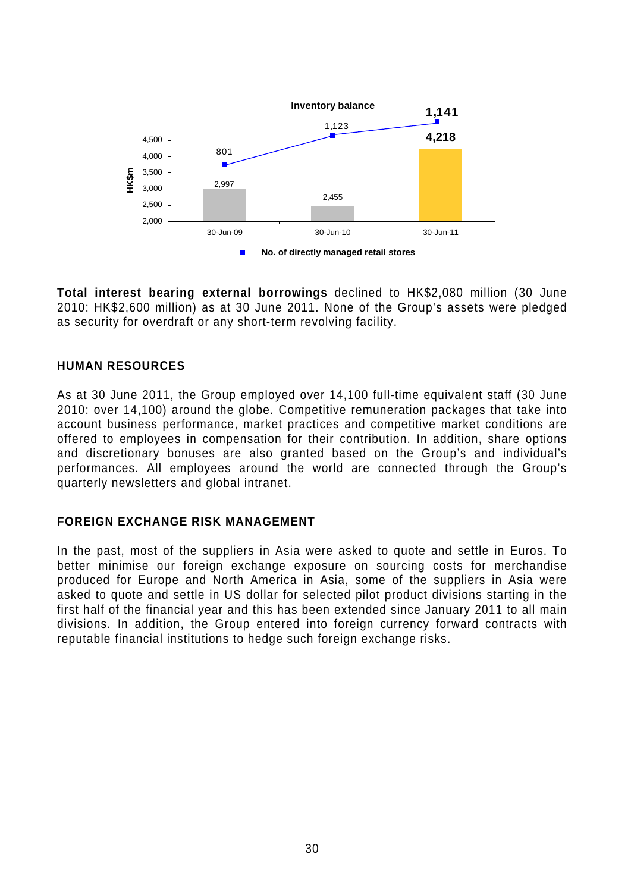**Inventory balance**

| | 30-Jun-09 | 30-Jun-10 | 30-Jun-11 |
|---|---|---|---|
| Inventory balance (HK$m) | 2,997 | 2,455 | 4,218 |
| No. of directly managed retail stores | 801 | 1,123 | 1,141 |

**Total interest bearing external borrowings** declined to HK$2,080 million (30 June 2010: HK$2,600 million) as at 30 June 2011. None of the Group's assets were pledged as security for overdraft or any short-term revolving facility.

## HUMAN RESOURCES

As at 30 June 2011, the Group employed over 14,100 full-time equivalent staff (30 June 2010: over 14,100) around the globe. Competitive remuneration packages that take into account business performance, market practices and competitive market conditions are offered to employees in compensation for their contribution. In addition, share options and discretionary bonuses are also granted based on the Group's and individual's performances. All employees around the world are connected through the Group's quarterly newsletters and global intranet.

## FOREIGN EXCHANGE RISK MANAGEMENT

In the past, most of the suppliers in Asia were asked to quote and settle in Euros. To better minimise our foreign exchange exposure on sourcing costs for merchandise produced for Europe and North America in Asia, some of the suppliers in Asia were asked to quote and settle in US dollar for selected pilot product divisions starting in the first half of the financial year and this has been extended since January 2011 to all main divisions. In addition, the Group entered into foreign currency forward contracts with reputable financial institutions to hedge such foreign exchange risks.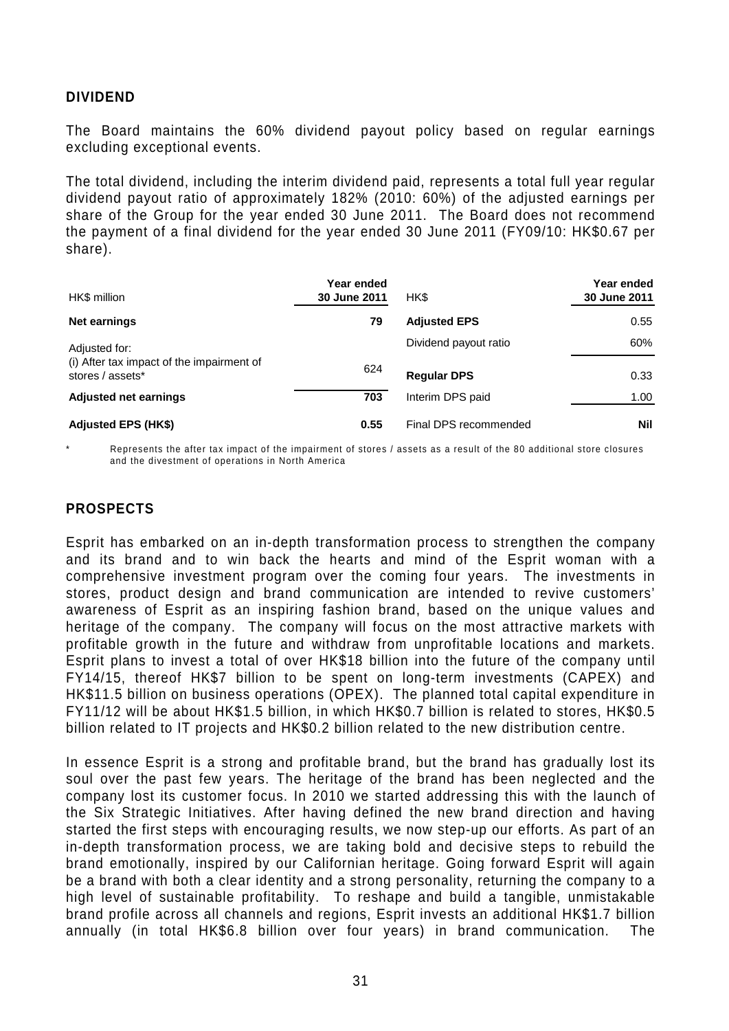## DIVIDEND

The Board maintains the 60% dividend payout policy based on regular earnings excluding exceptional events.

The total dividend, including the interim dividend paid, represents a total full year regular dividend payout ratio of approximately 182% (2010: 60%) of the adjusted earnings per share of the Group for the year ended 30 June 2011. The Board does not recommend the payment of a final dividend for the year ended 30 June 2011 (FY09/10: HK$0.67 per share).

| HK$ million | Year ended 30 June 2011 | HK$ | Year ended 30 June 2011 |
|---|---|---|---|
| **Net earnings** | **79** | **Adjusted EPS** | 0.55 |
| Adjusted for: | | Dividend payout ratio | 60% |
| (i) After tax impact of the impairment of stores / assets* | 624 | **Regular DPS** | 0.33 |
| **Adjusted net earnings** | **703** | Interim DPS paid | 1.00 |
| **Adjusted EPS (HK$)** | **0.55** | Final DPS recommended | **Nil** |

\* Represents the after tax impact of the impairment of stores / assets as a result of the 80 additional store closures and the divestment of operations in North America

## PROSPECTS

Esprit has embarked on an in-depth transformation process to strengthen the company and its brand and to win back the hearts and mind of the Esprit woman with a comprehensive investment program over the coming four years. The investments in stores, product design and brand communication are intended to revive customers' awareness of Esprit as an inspiring fashion brand, based on the unique values and heritage of the company. The company will focus on the most attractive markets with profitable growth in the future and withdraw from unprofitable locations and markets. Esprit plans to invest a total of over HK$18 billion into the future of the company until FY14/15, thereof HK$7 billion to be spent on long-term investments (CAPEX) and HK$11.5 billion on business operations (OPEX). The planned total capital expenditure in FY11/12 will be about HK$1.5 billion, in which HK$0.7 billion is related to stores, HK$0.5 billion related to IT projects and HK$0.2 billion related to the new distribution centre.

In essence Esprit is a strong and profitable brand, but the brand has gradually lost its soul over the past few years. The heritage of the brand has been neglected and the company lost its customer focus. In 2010 we started addressing this with the launch of the Six Strategic Initiatives. After having defined the new brand direction and having started the first steps with encouraging results, we now step-up our efforts. As part of an in-depth transformation process, we are taking bold and decisive steps to rebuild the brand emotionally, inspired by our Californian heritage. Going forward Esprit will again be a brand with both a clear identity and a strong personality, returning the company to a high level of sustainable profitability. To reshape and build a tangible, unmistakable brand profile across all channels and regions, Esprit invests an additional HK$1.7 billion annually (in total HK$6.8 billion over four years) in brand communication. The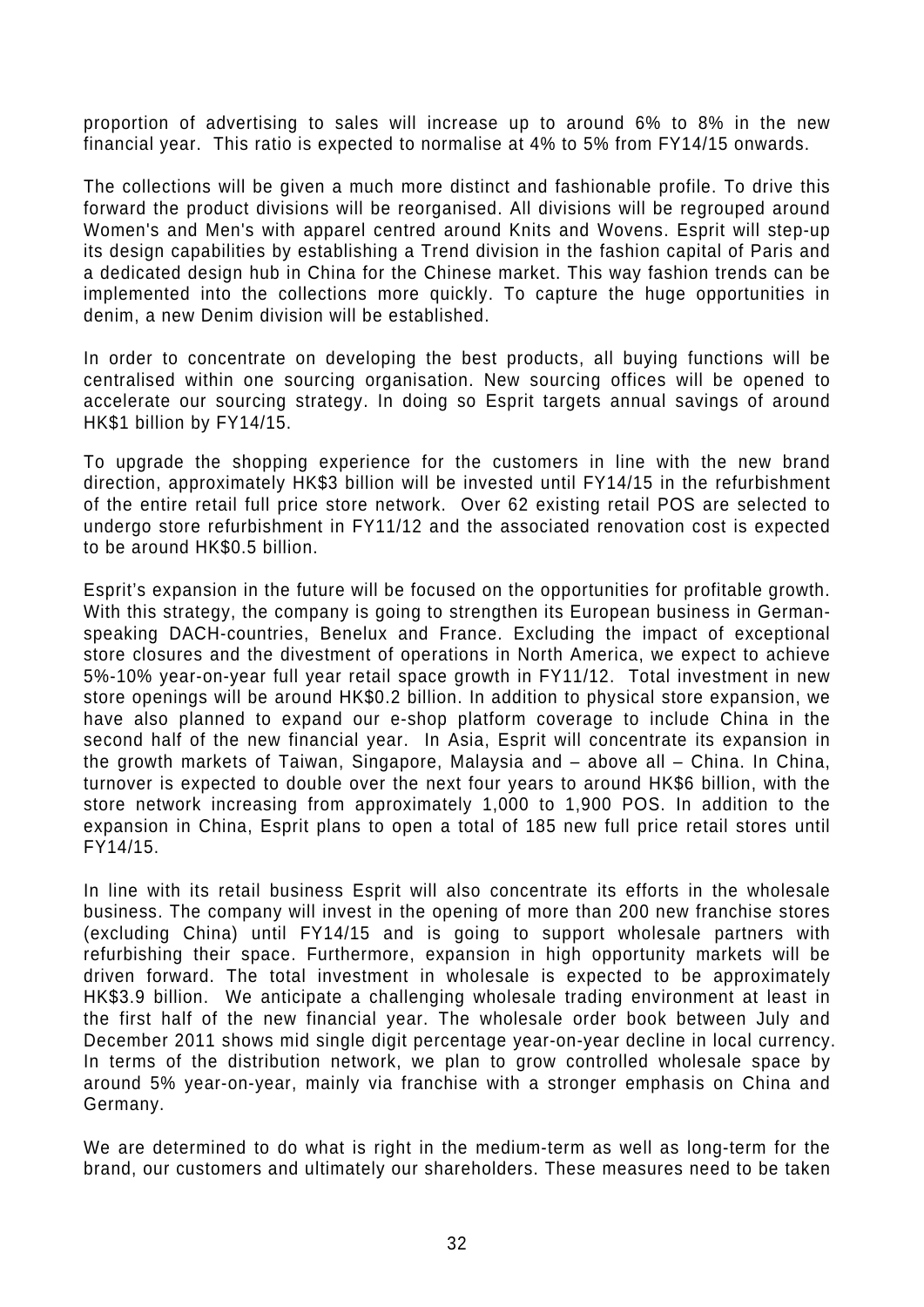proportion of advertising to sales will increase up to around 6% to 8% in the new financial year. This ratio is expected to normalise at 4% to 5% from FY14/15 onwards.

The collections will be given a much more distinct and fashionable profile. To drive this forward the product divisions will be reorganised. All divisions will be regrouped around Women's and Men's with apparel centred around Knits and Wovens. Esprit will step-up its design capabilities by establishing a Trend division in the fashion capital of Paris and a dedicated design hub in China for the Chinese market. This way fashion trends can be implemented into the collections more quickly. To capture the huge opportunities in denim, a new Denim division will be established.

In order to concentrate on developing the best products, all buying functions will be centralised within one sourcing organisation. New sourcing offices will be opened to accelerate our sourcing strategy. In doing so Esprit targets annual savings of around HK$1 billion by FY14/15.

To upgrade the shopping experience for the customers in line with the new brand direction, approximately HK$3 billion will be invested until FY14/15 in the refurbishment of the entire retail full price store network. Over 62 existing retail POS are selected to undergo store refurbishment in FY11/12 and the associated renovation cost is expected to be around HK$0.5 billion.

Esprit's expansion in the future will be focused on the opportunities for profitable growth. With this strategy, the company is going to strengthen its European business in German-speaking DACH-countries, Benelux and France. Excluding the impact of exceptional store closures and the divestment of operations in North America, we expect to achieve 5%-10% year-on-year full year retail space growth in FY11/12. Total investment in new store openings will be around HK$0.2 billion. In addition to physical store expansion, we have also planned to expand our e-shop platform coverage to include China in the second half of the new financial year. In Asia, Esprit will concentrate its expansion in the growth markets of Taiwan, Singapore, Malaysia and – above all – China. In China, turnover is expected to double over the next four years to around HK$6 billion, with the store network increasing from approximately 1,000 to 1,900 POS. In addition to the expansion in China, Esprit plans to open a total of 185 new full price retail stores until FY14/15.

In line with its retail business Esprit will also concentrate its efforts in the wholesale business. The company will invest in the opening of more than 200 new franchise stores (excluding China) until FY14/15 and is going to support wholesale partners with refurbishing their space. Furthermore, expansion in high opportunity markets will be driven forward. The total investment in wholesale is expected to be approximately HK$3.9 billion. We anticipate a challenging wholesale trading environment at least in the first half of the new financial year. The wholesale order book between July and December 2011 shows mid single digit percentage year-on-year decline in local currency. In terms of the distribution network, we plan to grow controlled wholesale space by around 5% year-on-year, mainly via franchise with a stronger emphasis on China and Germany.

We are determined to do what is right in the medium-term as well as long-term for the brand, our customers and ultimately our shareholders. These measures need to be taken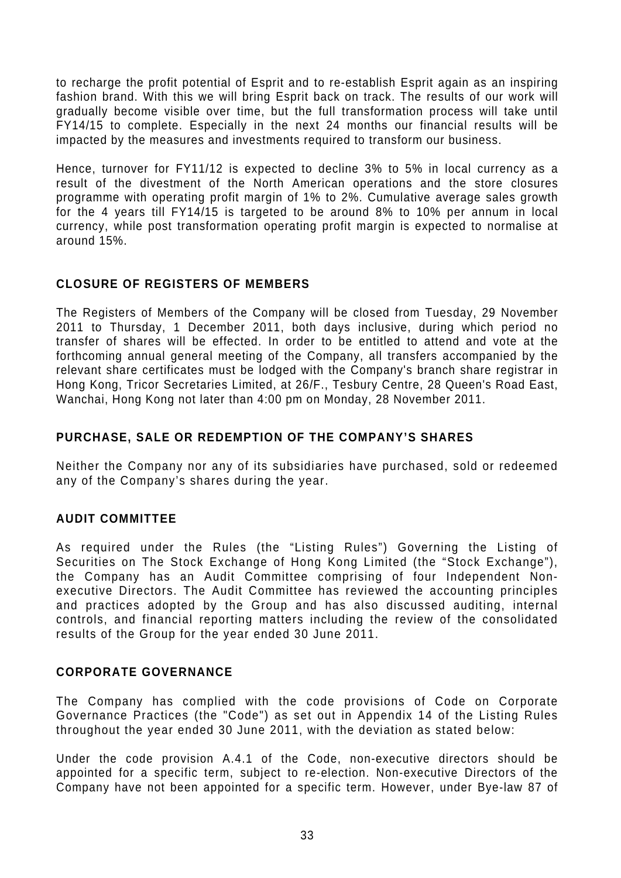to recharge the profit potential of Esprit and to re-establish Esprit again as an inspiring fashion brand. With this we will bring Esprit back on track. The results of our work will gradually become visible over time, but the full transformation process will take until FY14/15 to complete. Especially in the next 24 months our financial results will be impacted by the measures and investments required to transform our business.

Hence, turnover for FY11/12 is expected to decline 3% to 5% in local currency as a result of the divestment of the North American operations and the store closures programme with operating profit margin of 1% to 2%. Cumulative average sales growth for the 4 years till FY14/15 is targeted to be around 8% to 10% per annum in local currency, while post transformation operating profit margin is expected to normalise at around 15%.

## CLOSURE OF REGISTERS OF MEMBERS

The Registers of Members of the Company will be closed from Tuesday, 29 November 2011 to Thursday, 1 December 2011, both days inclusive, during which period no transfer of shares will be effected. In order to be entitled to attend and vote at the forthcoming annual general meeting of the Company, all transfers accompanied by the relevant share certificates must be lodged with the Company's branch share registrar in Hong Kong, Tricor Secretaries Limited, at 26/F., Tesbury Centre, 28 Queen's Road East, Wanchai, Hong Kong not later than 4:00 pm on Monday, 28 November 2011.

## PURCHASE, SALE OR REDEMPTION OF THE COMPANY'S SHARES

Neither the Company nor any of its subsidiaries have purchased, sold or redeemed any of the Company's shares during the year.

## AUDIT COMMITTEE

As required under the Rules (the "Listing Rules") Governing the Listing of Securities on The Stock Exchange of Hong Kong Limited (the "Stock Exchange"), the Company has an Audit Committee comprising of four Independent Non-executive Directors. The Audit Committee has reviewed the accounting principles and practices adopted by the Group and has also discussed auditing, internal controls, and financial reporting matters including the review of the consolidated results of the Group for the year ended 30 June 2011.

## CORPORATE GOVERNANCE

The Company has complied with the code provisions of Code on Corporate Governance Practices (the "Code") as set out in Appendix 14 of the Listing Rules throughout the year ended 30 June 2011, with the deviation as stated below:

Under the code provision A.4.1 of the Code, non-executive directors should be appointed for a specific term, subject to re-election. Non-executive Directors of the Company have not been appointed for a specific term. However, under Bye-law 87 of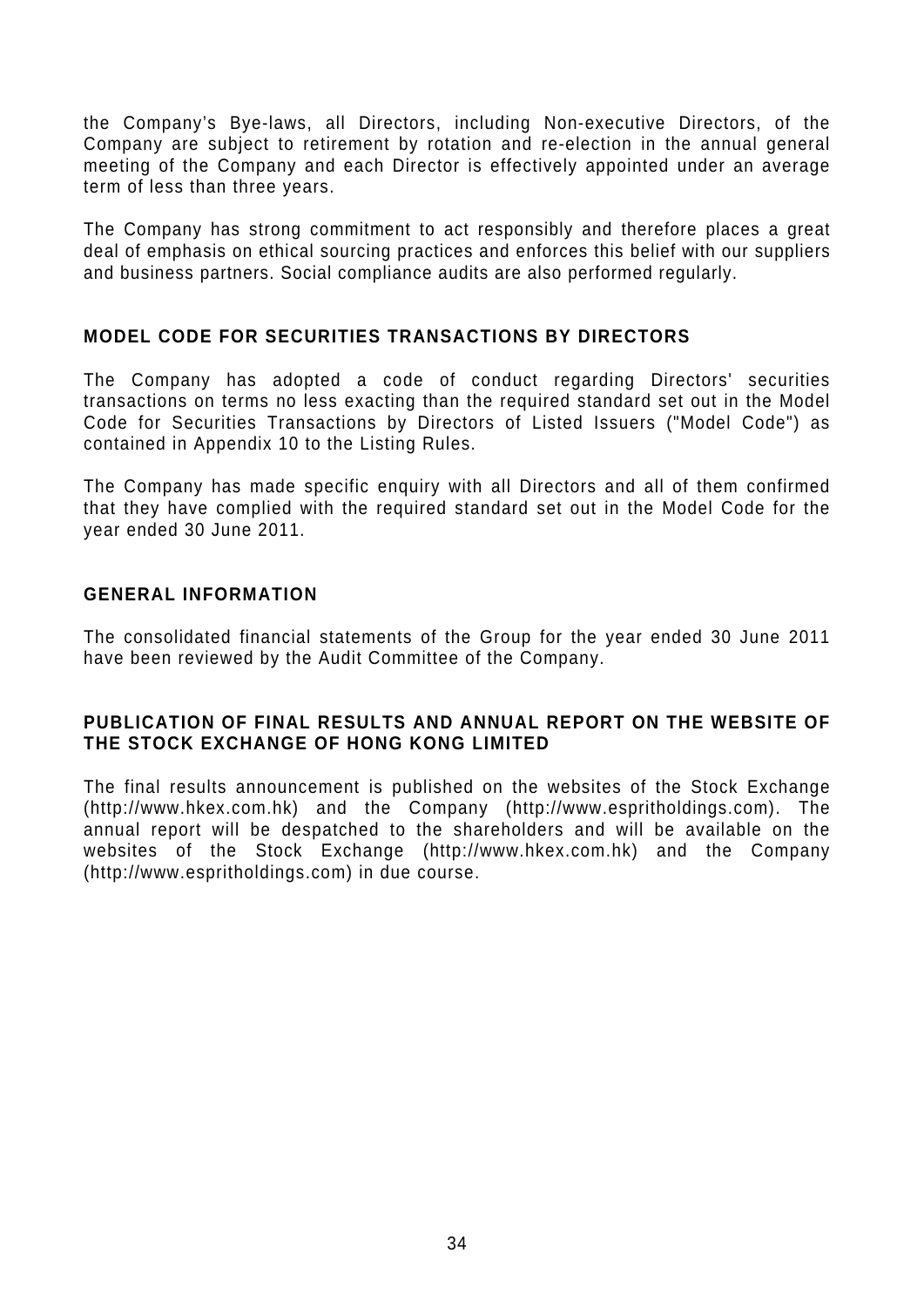the Company's Bye-laws, all Directors, including Non-executive Directors, of the Company are subject to retirement by rotation and re-election in the annual general meeting of the Company and each Director is effectively appointed under an average term of less than three years.

The Company has strong commitment to act responsibly and therefore places a great deal of emphasis on ethical sourcing practices and enforces this belief with our suppliers and business partners. Social compliance audits are also performed regularly.

## MODEL CODE FOR SECURITIES TRANSACTIONS BY DIRECTORS

The Company has adopted a code of conduct regarding Directors' securities transactions on terms no less exacting than the required standard set out in the Model Code for Securities Transactions by Directors of Listed Issuers ("Model Code") as contained in Appendix 10 to the Listing Rules.

The Company has made specific enquiry with all Directors and all of them confirmed that they have complied with the required standard set out in the Model Code for the year ended 30 June 2011.

## GENERAL INFORMATION

The consolidated financial statements of the Group for the year ended 30 June 2011 have been reviewed by the Audit Committee of the Company.

## PUBLICATION OF FINAL RESULTS AND ANNUAL REPORT ON THE WEBSITE OF THE STOCK EXCHANGE OF HONG KONG LIMITED

The final results announcement is published on the websites of the Stock Exchange (http://www.hkex.com.hk) and the Company (http://www.espritholdings.com). The annual report will be despatched to the shareholders and will be available on the websites of the Stock Exchange (http://www.hkex.com.hk) and the Company (http://www.espritholdings.com) in due course.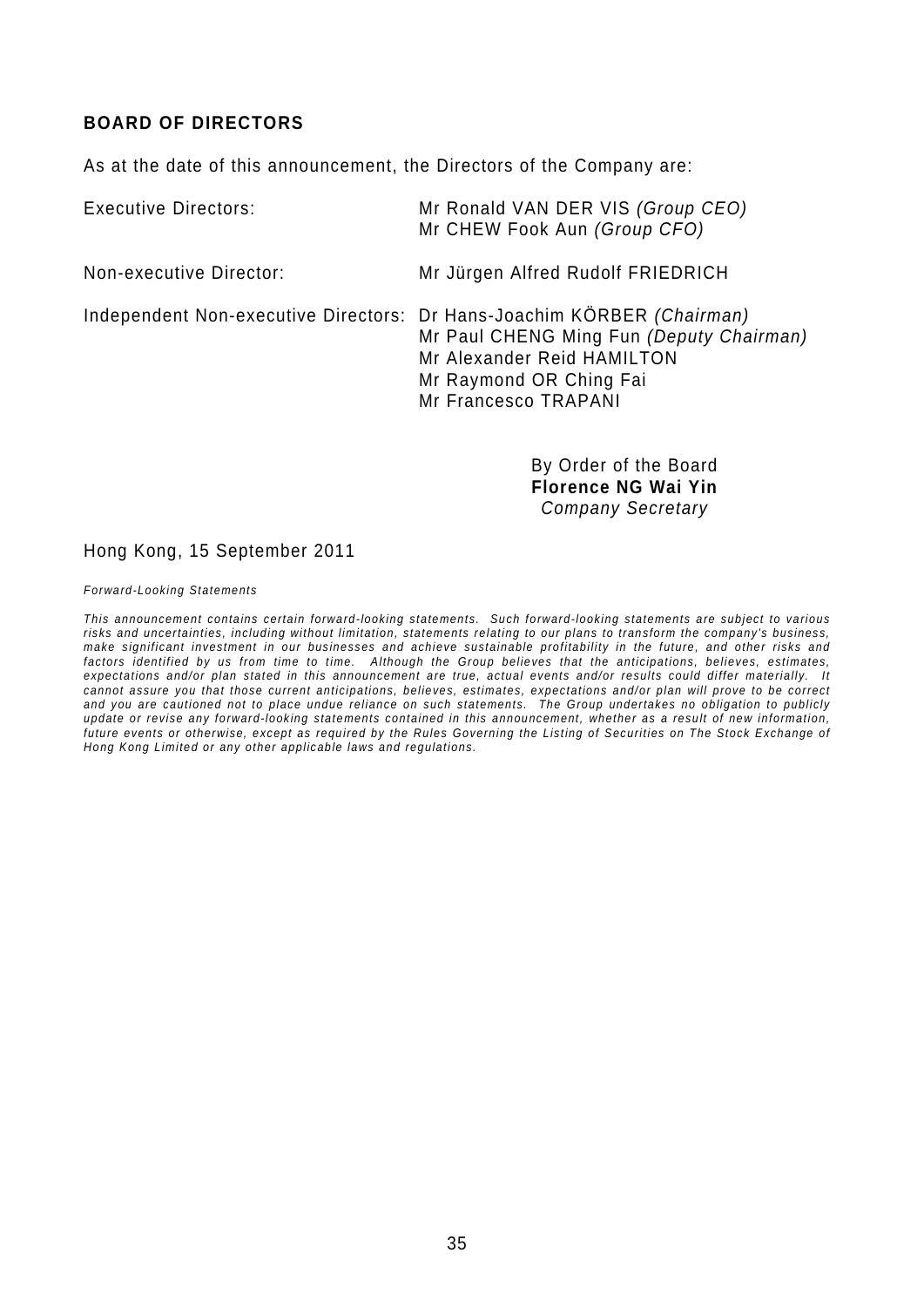**BOARD OF DIRECTORS**

As at the date of this announcement, the Directors of the Company are:

| | |
|---|---|
| Executive Directors: | Mr Ronald VAN DER VIS *(Group CEO)*<br>Mr CHEW Fook Aun *(Group CFO)* |
| Non-executive Director: | Mr Jürgen Alfred Rudolf FRIEDRICH |
| Independent Non-executive Directors: | Dr Hans-Joachim KÖRBER *(Chairman)*<br>Mr Paul CHENG Ming Fun *(Deputy Chairman)*<br>Mr Alexander Reid HAMILTON<br>Mr Raymond OR Ching Fai<br>Mr Francesco TRAPANI |

By Order of the Board
**Florence NG Wai Yin**
*Company Secretary*

Hong Kong, 15 September 2011

*Forward-Looking Statements*

*This announcement contains certain forward-looking statements. Such forward-looking statements are subject to various risks and uncertainties, including without limitation, statements relating to our plans to transform the company's business, make significant investment in our businesses and achieve sustainable profitability in the future, and other risks and factors identified by us from time to time. Although the Group believes that the anticipations, believes, estimates, expectations and/or plan stated in this announcement are true, actual events and/or results could differ materially. It cannot assure you that those current anticipations, believes, estimates, expectations and/or plan will prove to be correct and you are cautioned not to place undue reliance on such statements. The Group undertakes no obligation to publicly update or revise any forward-looking statements contained in this announcement, whether as a result of new information, future events or otherwise, except as required by the Rules Governing the Listing of Securities on The Stock Exchange of Hong Kong Limited or any other applicable laws and regulations.*